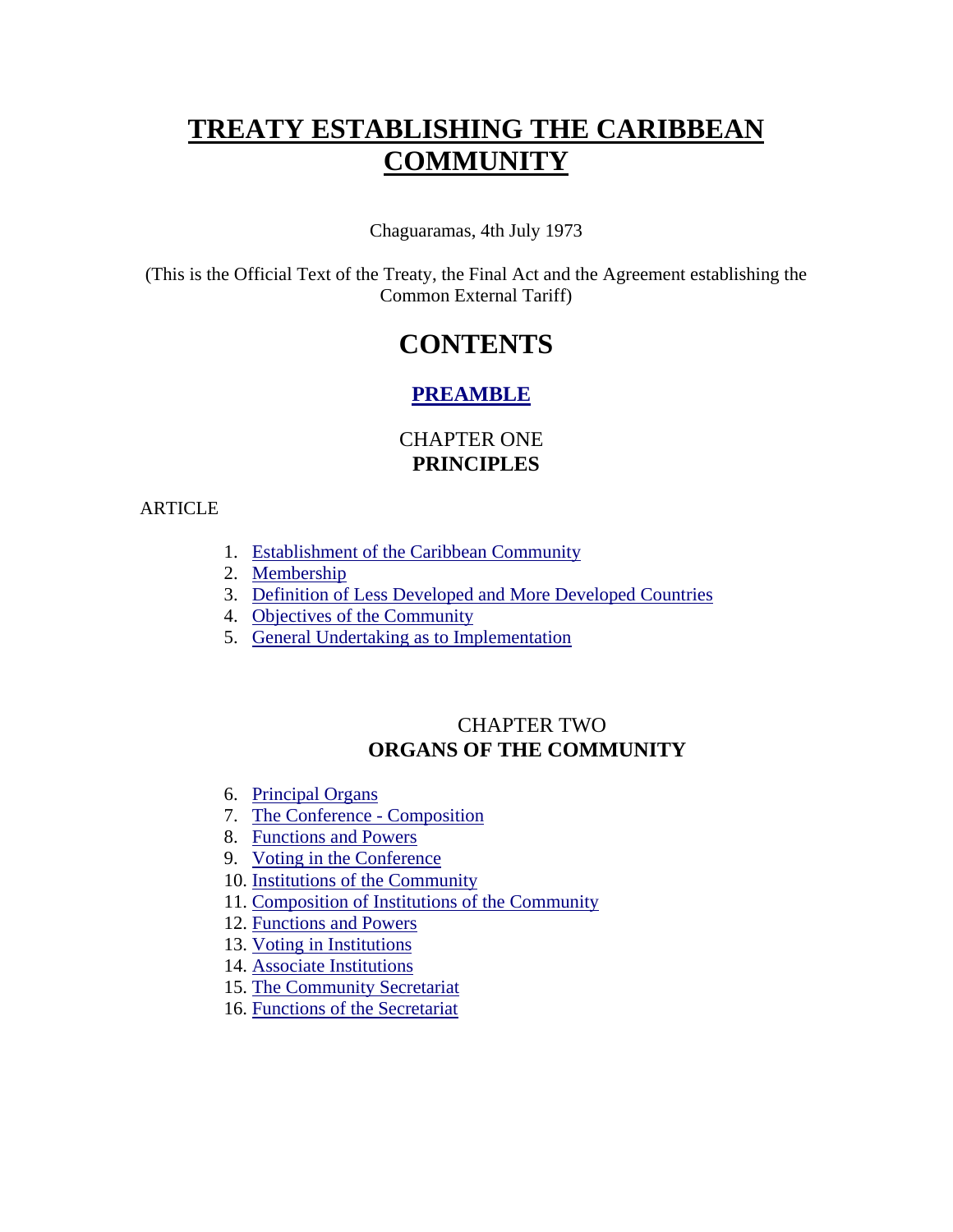# TREATY ESTABLISHING THE CARIBBEAN COMMUNITY

Chaguaramas, 4th July 1973

(This is the Official Text of the Treaty, the Final Act and the Agreement establishing the Common External Tariff)

## CONTENTS

### PREAMBLE

CHAPTER ONE
**PRINCIPLES**

ARTICLE

1. Establishment of the Caribbean Community
2. Membership
3. Definition of Less Developed and More Developed Countries
4. Objectives of the Community
5. General Undertaking as to Implementation

CHAPTER TWO
**ORGANS OF THE COMMUNITY**

6. Principal Organs
7. The Conference - Composition
8. Functions and Powers
9. Voting in the Conference
10. Institutions of the Community
11. Composition of Institutions of the Community
12. Functions and Powers
13. Voting in Institutions
14. Associate Institutions
15. The Community Secretariat
16. Functions of the Secretariat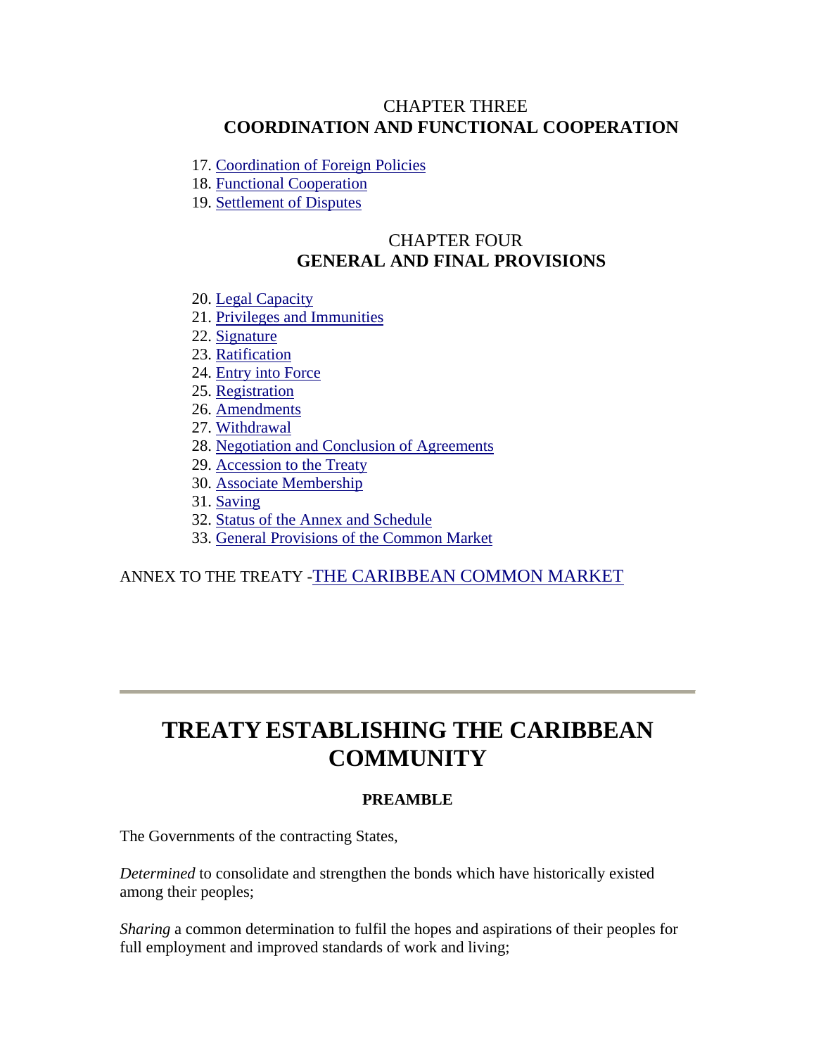## CHAPTER THREE
## COORDINATION AND FUNCTIONAL COOPERATION

17. Coordination of Foreign Policies
18. Functional Cooperation
19. Settlement of Disputes

## CHAPTER FOUR
## GENERAL AND FINAL PROVISIONS

20. Legal Capacity
21. Privileges and Immunities
22. Signature
23. Ratification
24. Entry into Force
25. Registration
26. Amendments
27. Withdrawal
28. Negotiation and Conclusion of Agreements
29. Accession to the Treaty
30. Associate Membership
31. Saving
32. Status of the Annex and Schedule
33. General Provisions of the Common Market

ANNEX TO THE TREATY - THE CARIBBEAN COMMON MARKET

---

# TREATY ESTABLISHING THE CARIBBEAN COMMUNITY

### PREAMBLE

The Governments of the contracting States,

*Determined* to consolidate and strengthen the bonds which have historically existed among their peoples;

*Sharing* a common determination to fulfil the hopes and aspirations of their peoples for full employment and improved standards of work and living;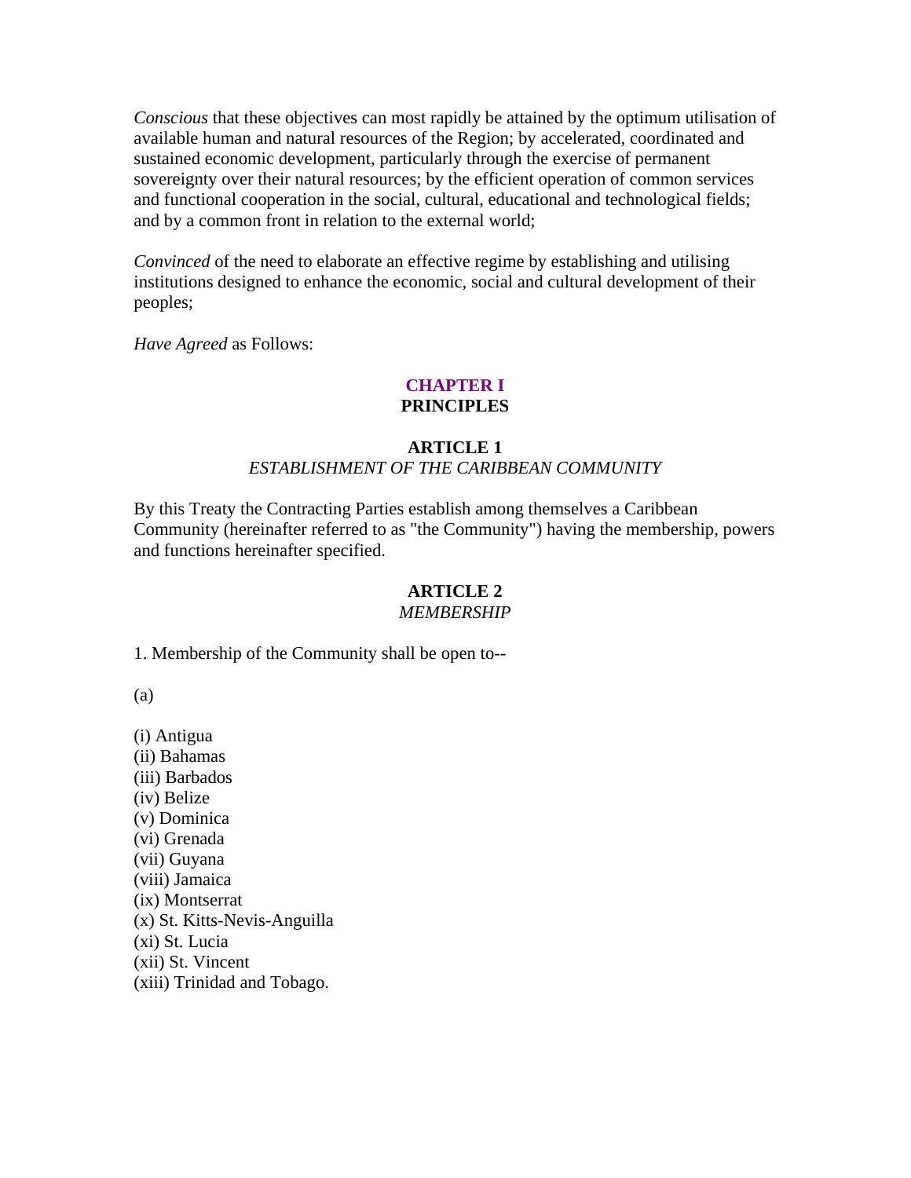*Conscious* that these objectives can most rapidly be attained by the optimum utilisation of available human and natural resources of the Region; by accelerated, coordinated and sustained economic development, particularly through the exercise of permanent sovereignty over their natural resources; by the efficient operation of common services and functional cooperation in the social, cultural, educational and technological fields; and by a common front in relation to the external world;

*Convinced* of the need to elaborate an effective regime by establishing and utilising institutions designed to enhance the economic, social and cultural development of their peoples;

*Have Agreed* as Follows:

## CHAPTER I
## PRINCIPLES

### ARTICLE 1
*ESTABLISHMENT OF THE CARIBBEAN COMMUNITY*

By this Treaty the Contracting Parties establish among themselves a Caribbean Community (hereinafter referred to as "the Community") having the membership, powers and functions hereinafter specified.

### ARTICLE 2
*MEMBERSHIP*

1. Membership of the Community shall be open to--

(a)

(i) Antigua
(ii) Bahamas
(iii) Barbados
(iv) Belize
(v) Dominica
(vi) Grenada
(vii) Guyana
(viii) Jamaica
(ix) Montserrat
(x) St. Kitts-Nevis-Anguilla
(xi) St. Lucia
(xii) St. Vincent
(xiii) Trinidad and Tobago.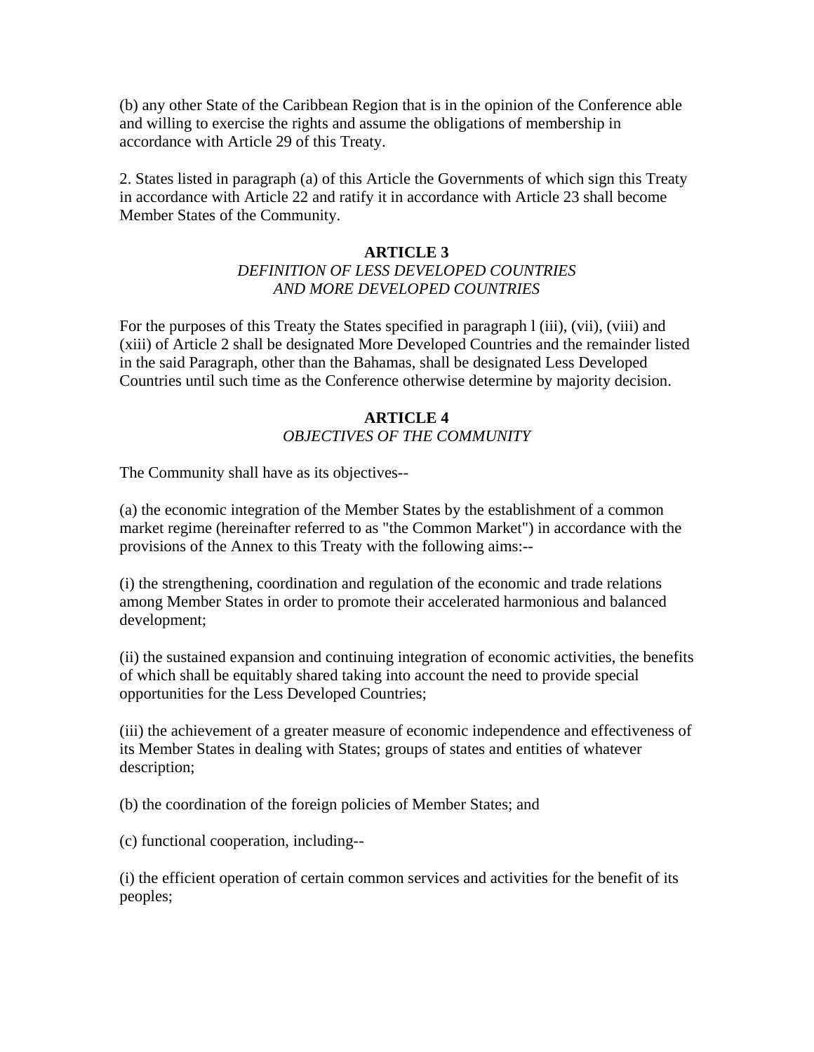(b) any other State of the Caribbean Region that is in the opinion of the Conference able and willing to exercise the rights and assume the obligations of membership in accordance with Article 29 of this Treaty.

2. States listed in paragraph (a) of this Article the Governments of which sign this Treaty in accordance with Article 22 and ratify it in accordance with Article 23 shall become Member States of the Community.

### ARTICLE 3

*DEFINITION OF LESS DEVELOPED COUNTRIES AND MORE DEVELOPED COUNTRIES*

For the purposes of this Treaty the States specified in paragraph l (iii), (vii), (viii) and (xiii) of Article 2 shall be designated More Developed Countries and the remainder listed in the said Paragraph, other than the Bahamas, shall be designated Less Developed Countries until such time as the Conference otherwise determine by majority decision.

### ARTICLE 4

*OBJECTIVES OF THE COMMUNITY*

The Community shall have as its objectives--

(a) the economic integration of the Member States by the establishment of a common market regime (hereinafter referred to as "the Common Market") in accordance with the provisions of the Annex to this Treaty with the following aims:--

(i) the strengthening, coordination and regulation of the economic and trade relations among Member States in order to promote their accelerated harmonious and balanced development;

(ii) the sustained expansion and continuing integration of economic activities, the benefits of which shall be equitably shared taking into account the need to provide special opportunities for the Less Developed Countries;

(iii) the achievement of a greater measure of economic independence and effectiveness of its Member States in dealing with States; groups of states and entities of whatever description;

(b) the coordination of the foreign policies of Member States; and

(c) functional cooperation, including--

(i) the efficient operation of certain common services and activities for the benefit of its peoples;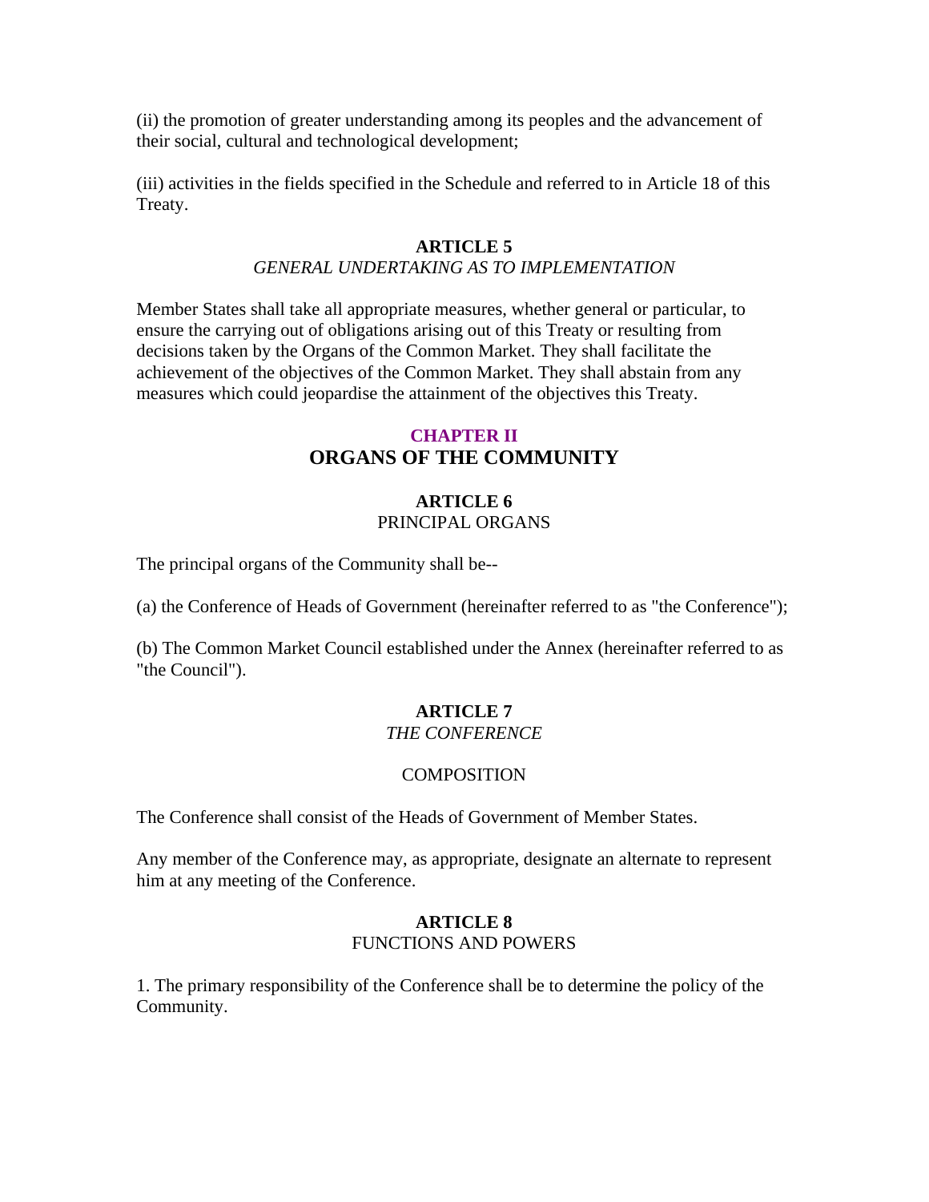(ii) the promotion of greater understanding among its peoples and the advancement of their social, cultural and technological development;

(iii) activities in the fields specified in the Schedule and referred to in Article 18 of this Treaty.

### ARTICLE 5

*GENERAL UNDERTAKING AS TO IMPLEMENTATION*

Member States shall take all appropriate measures, whether general or particular, to ensure the carrying out of obligations arising out of this Treaty or resulting from decisions taken by the Organs of the Common Market. They shall facilitate the achievement of the objectives of the Common Market. They shall abstain from any measures which could jeopardise the attainment of the objectives this Treaty.

## CHAPTER II
## ORGANS OF THE COMMUNITY

### ARTICLE 6

PRINCIPAL ORGANS

The principal organs of the Community shall be--

(a) the Conference of Heads of Government (hereinafter referred to as "the Conference");

(b) The Common Market Council established under the Annex (hereinafter referred to as "the Council").

### ARTICLE 7

*THE CONFERENCE*

COMPOSITION

The Conference shall consist of the Heads of Government of Member States.

Any member of the Conference may, as appropriate, designate an alternate to represent him at any meeting of the Conference.

### ARTICLE 8

FUNCTIONS AND POWERS

1. The primary responsibility of the Conference shall be to determine the policy of the Community.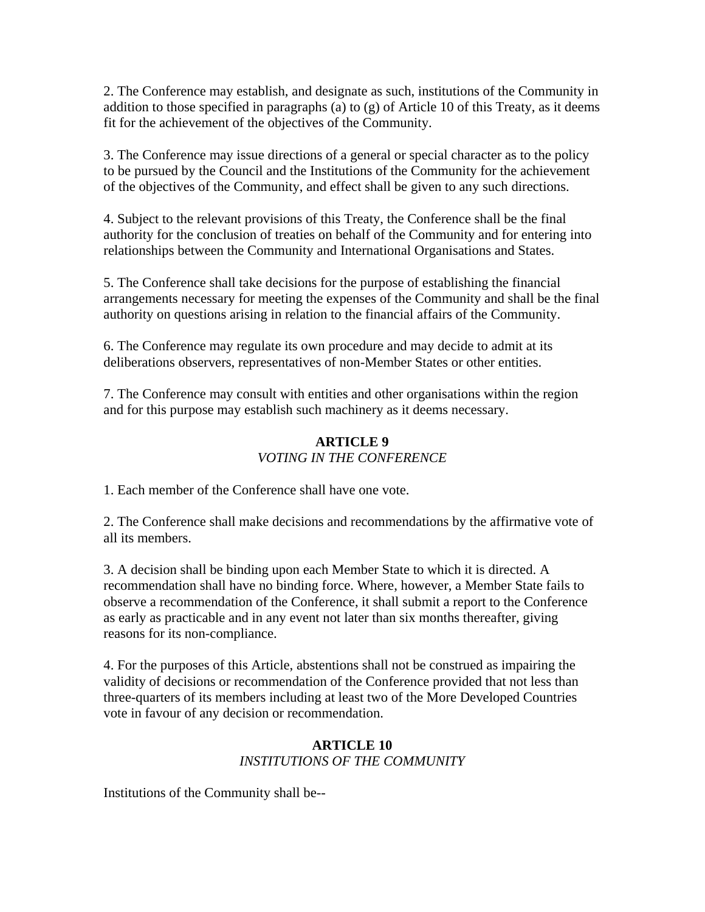2. The Conference may establish, and designate as such, institutions of the Community in addition to those specified in paragraphs (a) to (g) of Article 10 of this Treaty, as it deems fit for the achievement of the objectives of the Community.

3. The Conference may issue directions of a general or special character as to the policy to be pursued by the Council and the Institutions of the Community for the achievement of the objectives of the Community, and effect shall be given to any such directions.

4. Subject to the relevant provisions of this Treaty, the Conference shall be the final authority for the conclusion of treaties on behalf of the Community and for entering into relationships between the Community and International Organisations and States.

5. The Conference shall take decisions for the purpose of establishing the financial arrangements necessary for meeting the expenses of the Community and shall be the final authority on questions arising in relation to the financial affairs of the Community.

6. The Conference may regulate its own procedure and may decide to admit at its deliberations observers, representatives of non-Member States or other entities.

7. The Conference may consult with entities and other organisations within the region and for this purpose may establish such machinery as it deems necessary.

## ARTICLE 9
*VOTING IN THE CONFERENCE*

1. Each member of the Conference shall have one vote.

2. The Conference shall make decisions and recommendations by the affirmative vote of all its members.

3. A decision shall be binding upon each Member State to which it is directed. A recommendation shall have no binding force. Where, however, a Member State fails to observe a recommendation of the Conference, it shall submit a report to the Conference as early as practicable and in any event not later than six months thereafter, giving reasons for its non-compliance.

4. For the purposes of this Article, abstentions shall not be construed as impairing the validity of decisions or recommendation of the Conference provided that not less than three-quarters of its members including at least two of the More Developed Countries vote in favour of any decision or recommendation.

## ARTICLE 10
*INSTITUTIONS OF THE COMMUNITY*

Institutions of the Community shall be--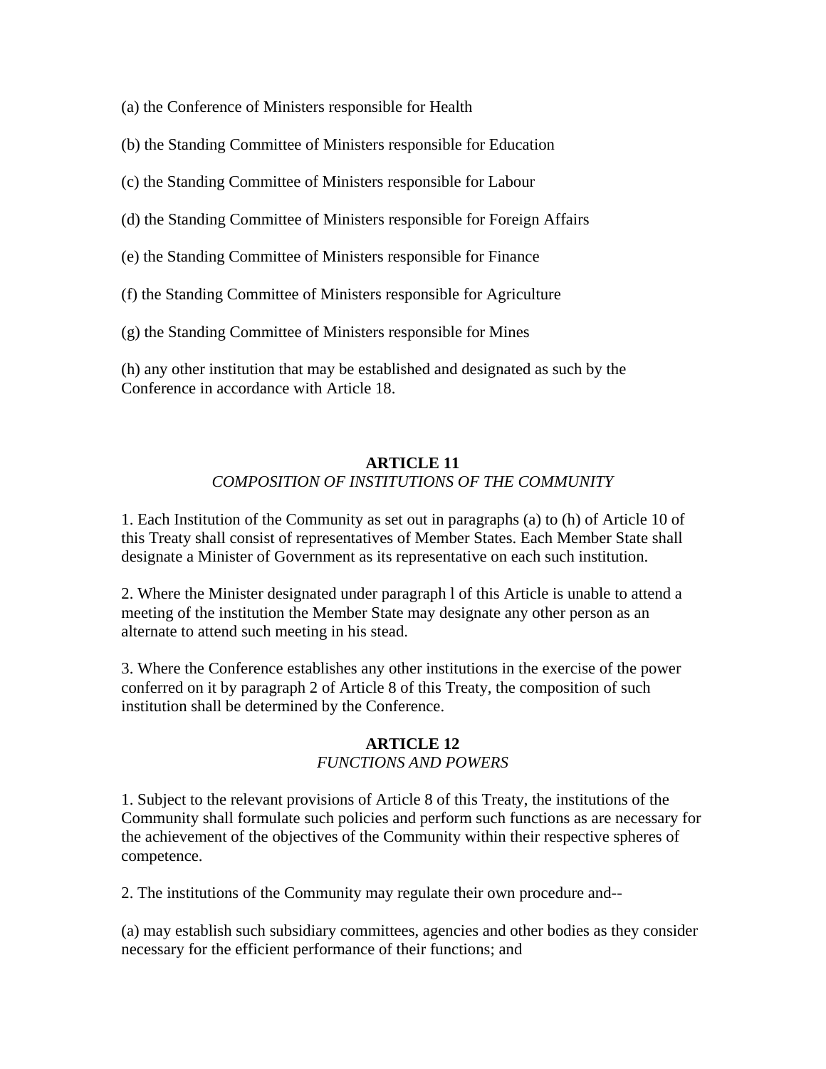(a) the Conference of Ministers responsible for Health

(b) the Standing Committee of Ministers responsible for Education

(c) the Standing Committee of Ministers responsible for Labour

(d) the Standing Committee of Ministers responsible for Foreign Affairs

(e) the Standing Committee of Ministers responsible for Finance

(f) the Standing Committee of Ministers responsible for Agriculture

(g) the Standing Committee of Ministers responsible for Mines

(h) any other institution that may be established and designated as such by the Conference in accordance with Article 18.

## ARTICLE 11

*COMPOSITION OF INSTITUTIONS OF THE COMMUNITY*

1. Each Institution of the Community as set out in paragraphs (a) to (h) of Article 10 of this Treaty shall consist of representatives of Member States. Each Member State shall designate a Minister of Government as its representative on each such institution.

2. Where the Minister designated under paragraph l of this Article is unable to attend a meeting of the institution the Member State may designate any other person as an alternate to attend such meeting in his stead.

3. Where the Conference establishes any other institutions in the exercise of the power conferred on it by paragraph 2 of Article 8 of this Treaty, the composition of such institution shall be determined by the Conference.

## ARTICLE 12

*FUNCTIONS AND POWERS*

1. Subject to the relevant provisions of Article 8 of this Treaty, the institutions of the Community shall formulate such policies and perform such functions as are necessary for the achievement of the objectives of the Community within their respective spheres of competence.

2. The institutions of the Community may regulate their own procedure and--

(a) may establish such subsidiary committees, agencies and other bodies as they consider necessary for the efficient performance of their functions; and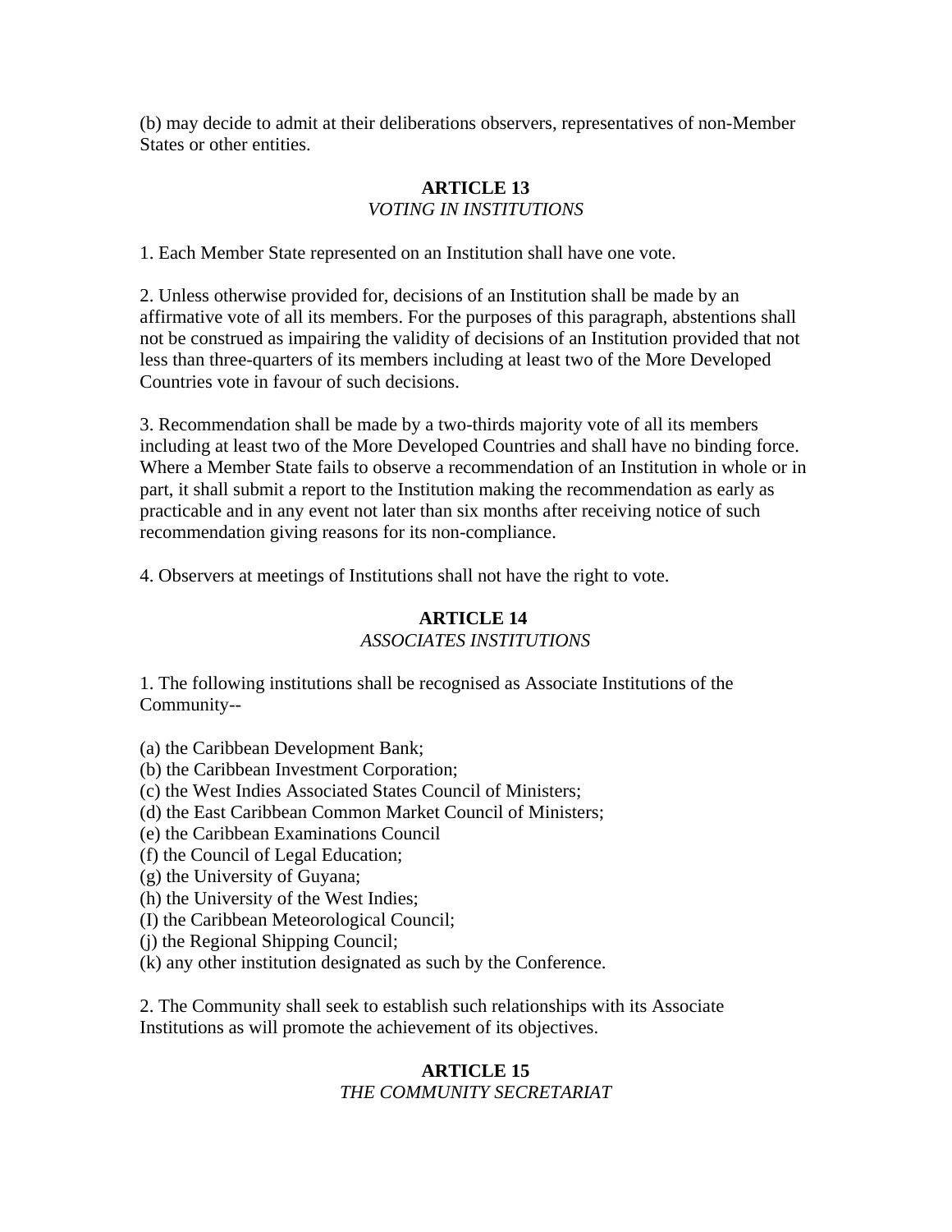(b) may decide to admit at their deliberations observers, representatives of non-Member States or other entities.

### ARTICLE 13
*VOTING IN INSTITUTIONS*

1. Each Member State represented on an Institution shall have one vote.

2. Unless otherwise provided for, decisions of an Institution shall be made by an affirmative vote of all its members. For the purposes of this paragraph, abstentions shall not be construed as impairing the validity of decisions of an Institution provided that not less than three-quarters of its members including at least two of the More Developed Countries vote in favour of such decisions.

3. Recommendation shall be made by a two-thirds majority vote of all its members including at least two of the More Developed Countries and shall have no binding force. Where a Member State fails to observe a recommendation of an Institution in whole or in part, it shall submit a report to the Institution making the recommendation as early as practicable and in any event not later than six months after receiving notice of such recommendation giving reasons for its non-compliance.

4. Observers at meetings of Institutions shall not have the right to vote.

### ARTICLE 14
*ASSOCIATES INSTITUTIONS*

1. The following institutions shall be recognised as Associate Institutions of the Community--

(a) the Caribbean Development Bank;
(b) the Caribbean Investment Corporation;
(c) the West Indies Associated States Council of Ministers;
(d) the East Caribbean Common Market Council of Ministers;
(e) the Caribbean Examinations Council
(f) the Council of Legal Education;
(g) the University of Guyana;
(h) the University of the West Indies;
(I) the Caribbean Meteorological Council;
(j) the Regional Shipping Council;
(k) any other institution designated as such by the Conference.

2. The Community shall seek to establish such relationships with its Associate Institutions as will promote the achievement of its objectives.

### ARTICLE 15
*THE COMMUNITY SECRETARIAT*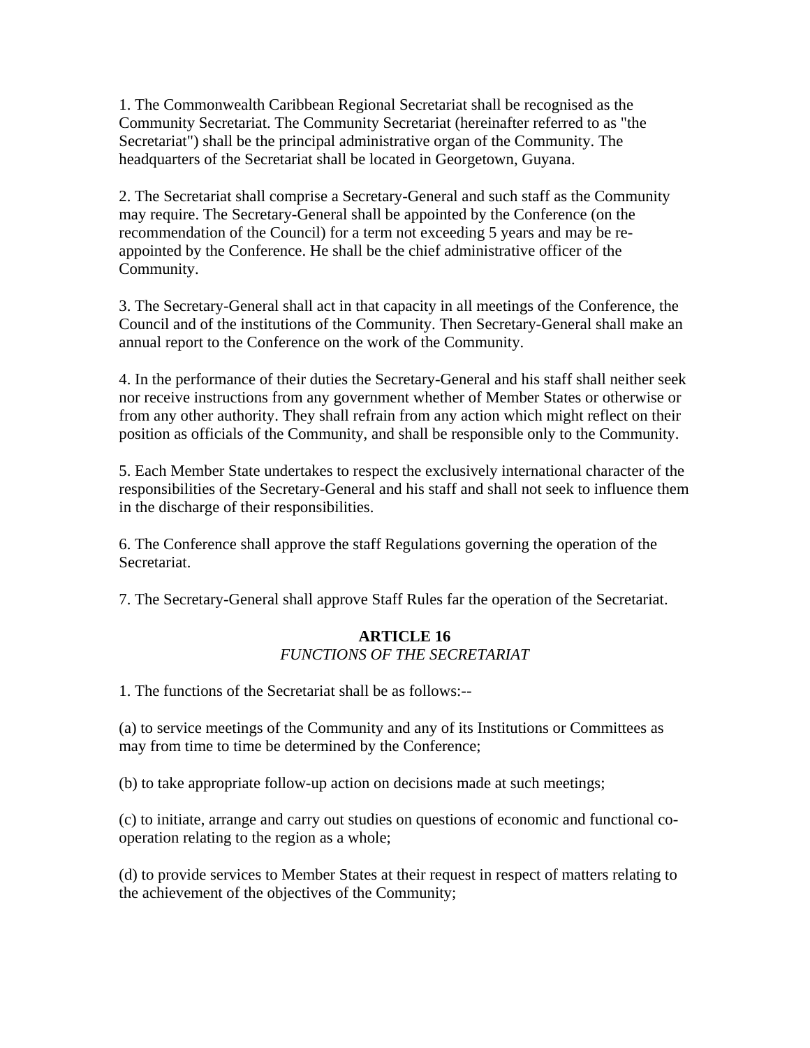1. The Commonwealth Caribbean Regional Secretariat shall be recognised as the Community Secretariat. The Community Secretariat (hereinafter referred to as "the Secretariat") shall be the principal administrative organ of the Community. The headquarters of the Secretariat shall be located in Georgetown, Guyana.

2. The Secretariat shall comprise a Secretary-General and such staff as the Community may require. The Secretary-General shall be appointed by the Conference (on the recommendation of the Council) for a term not exceeding 5 years and may be re-appointed by the Conference. He shall be the chief administrative officer of the Community.

3. The Secretary-General shall act in that capacity in all meetings of the Conference, the Council and of the institutions of the Community. Then Secretary-General shall make an annual report to the Conference on the work of the Community.

4. In the performance of their duties the Secretary-General and his staff shall neither seek nor receive instructions from any government whether of Member States or otherwise or from any other authority. They shall refrain from any action which might reflect on their position as officials of the Community, and shall be responsible only to the Community.

5. Each Member State undertakes to respect the exclusively international character of the responsibilities of the Secretary-General and his staff and shall not seek to influence them in the discharge of their responsibilities.

6. The Conference shall approve the staff Regulations governing the operation of the Secretariat.

7. The Secretary-General shall approve Staff Rules far the operation of the Secretariat.

## ARTICLE 16
*FUNCTIONS OF THE SECRETARIAT*

1. The functions of the Secretariat shall be as follows:--

(a) to service meetings of the Community and any of its Institutions or Committees as may from time to time be determined by the Conference;

(b) to take appropriate follow-up action on decisions made at such meetings;

(c) to initiate, arrange and carry out studies on questions of economic and functional co-operation relating to the region as a whole;

(d) to provide services to Member States at their request in respect of matters relating to the achievement of the objectives of the Community;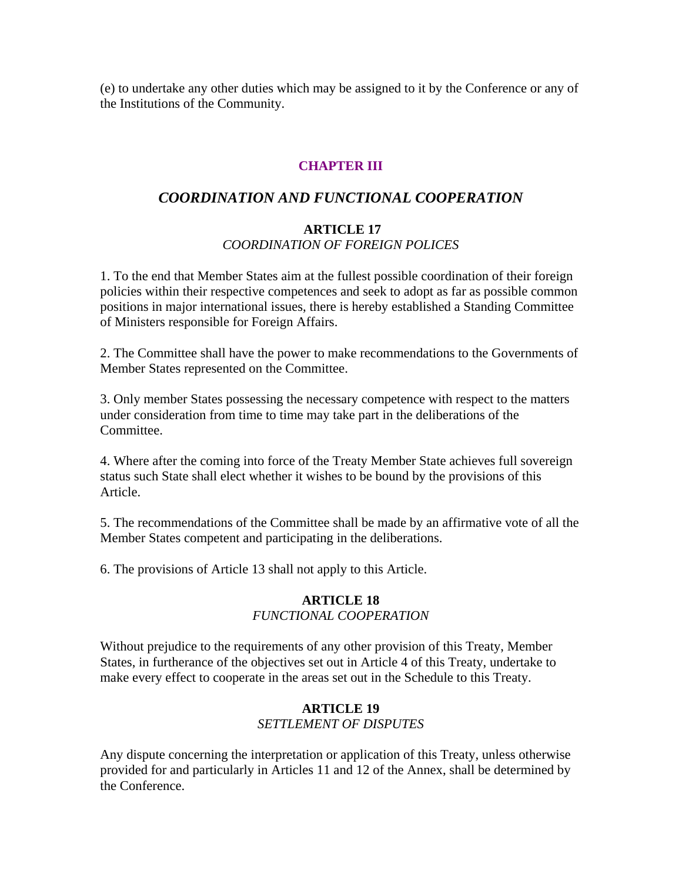(e) to undertake any other duties which may be assigned to it by the Conference or any of the Institutions of the Community.

## CHAPTER III

## *COORDINATION AND FUNCTIONAL COOPERATION*

### ARTICLE 17
*COORDINATION OF FOREIGN POLICES*

1. To the end that Member States aim at the fullest possible coordination of their foreign policies within their respective competences and seek to adopt as far as possible common positions in major international issues, there is hereby established a Standing Committee of Ministers responsible for Foreign Affairs.

2. The Committee shall have the power to make recommendations to the Governments of Member States represented on the Committee.

3. Only member States possessing the necessary competence with respect to the matters under consideration from time to time may take part in the deliberations of the Committee.

4. Where after the coming into force of the Treaty Member State achieves full sovereign status such State shall elect whether it wishes to be bound by the provisions of this Article.

5. The recommendations of the Committee shall be made by an affirmative vote of all the Member States competent and participating in the deliberations.

6. The provisions of Article 13 shall not apply to this Article.

### ARTICLE 18
*FUNCTIONAL COOPERATION*

Without prejudice to the requirements of any other provision of this Treaty, Member States, in furtherance of the objectives set out in Article 4 of this Treaty, undertake to make every effect to cooperate in the areas set out in the Schedule to this Treaty.

### ARTICLE 19
*SETTLEMENT OF DISPUTES*

Any dispute concerning the interpretation or application of this Treaty, unless otherwise provided for and particularly in Articles 11 and 12 of the Annex, shall be determined by the Conference.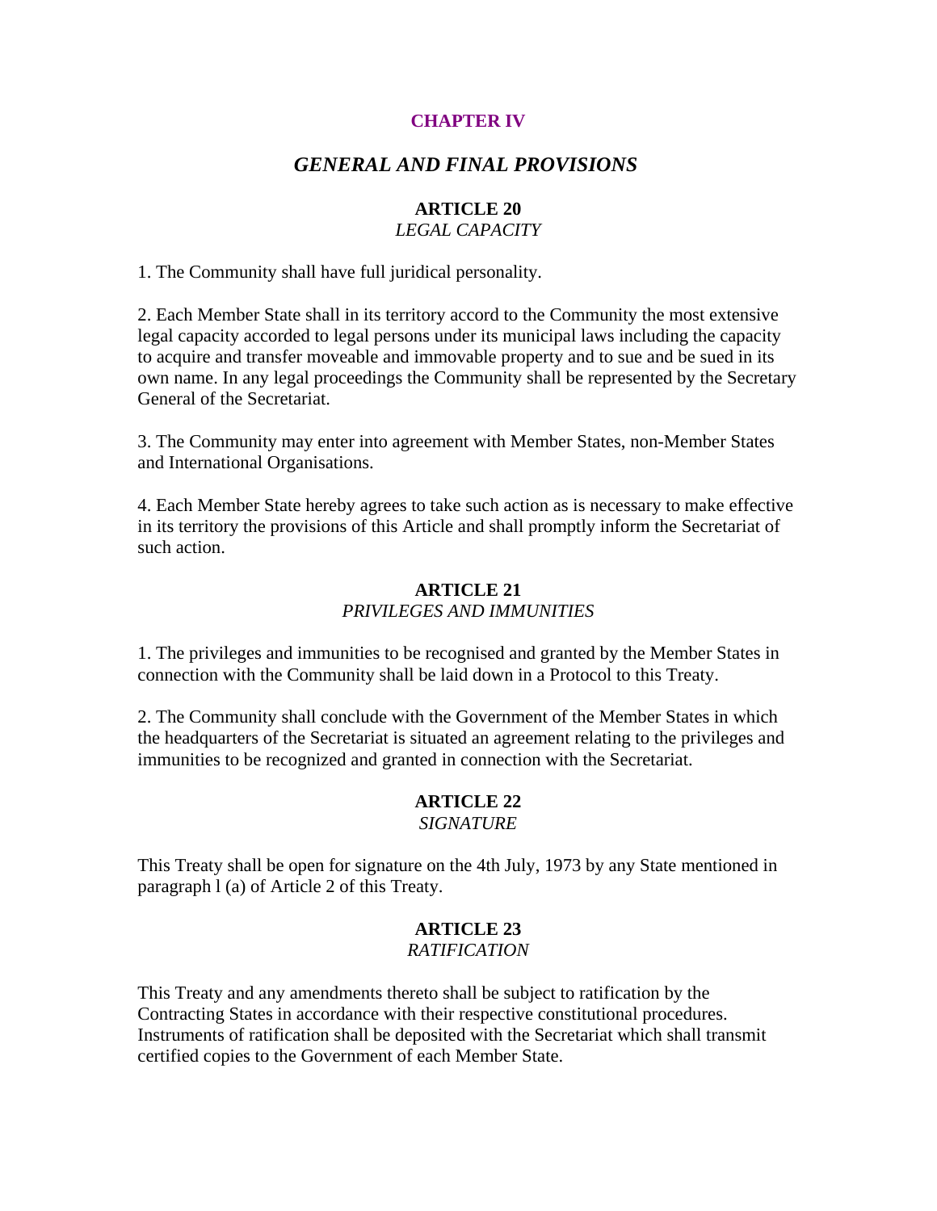## CHAPTER IV

## *GENERAL AND FINAL PROVISIONS*

### ARTICLE 20
*LEGAL CAPACITY*

1. The Community shall have full juridical personality.

2. Each Member State shall in its territory accord to the Community the most extensive legal capacity accorded to legal persons under its municipal laws including the capacity to acquire and transfer moveable and immovable property and to sue and be sued in its own name. In any legal proceedings the Community shall be represented by the Secretary General of the Secretariat.

3. The Community may enter into agreement with Member States, non-Member States and International Organisations.

4. Each Member State hereby agrees to take such action as is necessary to make effective in its territory the provisions of this Article and shall promptly inform the Secretariat of such action.

### ARTICLE 21
*PRIVILEGES AND IMMUNITIES*

1. The privileges and immunities to be recognised and granted by the Member States in connection with the Community shall be laid down in a Protocol to this Treaty.

2. The Community shall conclude with the Government of the Member States in which the headquarters of the Secretariat is situated an agreement relating to the privileges and immunities to be recognized and granted in connection with the Secretariat.

### ARTICLE 22
*SIGNATURE*

This Treaty shall be open for signature on the 4th July, 1973 by any State mentioned in paragraph l (a) of Article 2 of this Treaty.

### ARTICLE 23
*RATIFICATION*

This Treaty and any amendments thereto shall be subject to ratification by the Contracting States in accordance with their respective constitutional procedures. Instruments of ratification shall be deposited with the Secretariat which shall transmit certified copies to the Government of each Member State.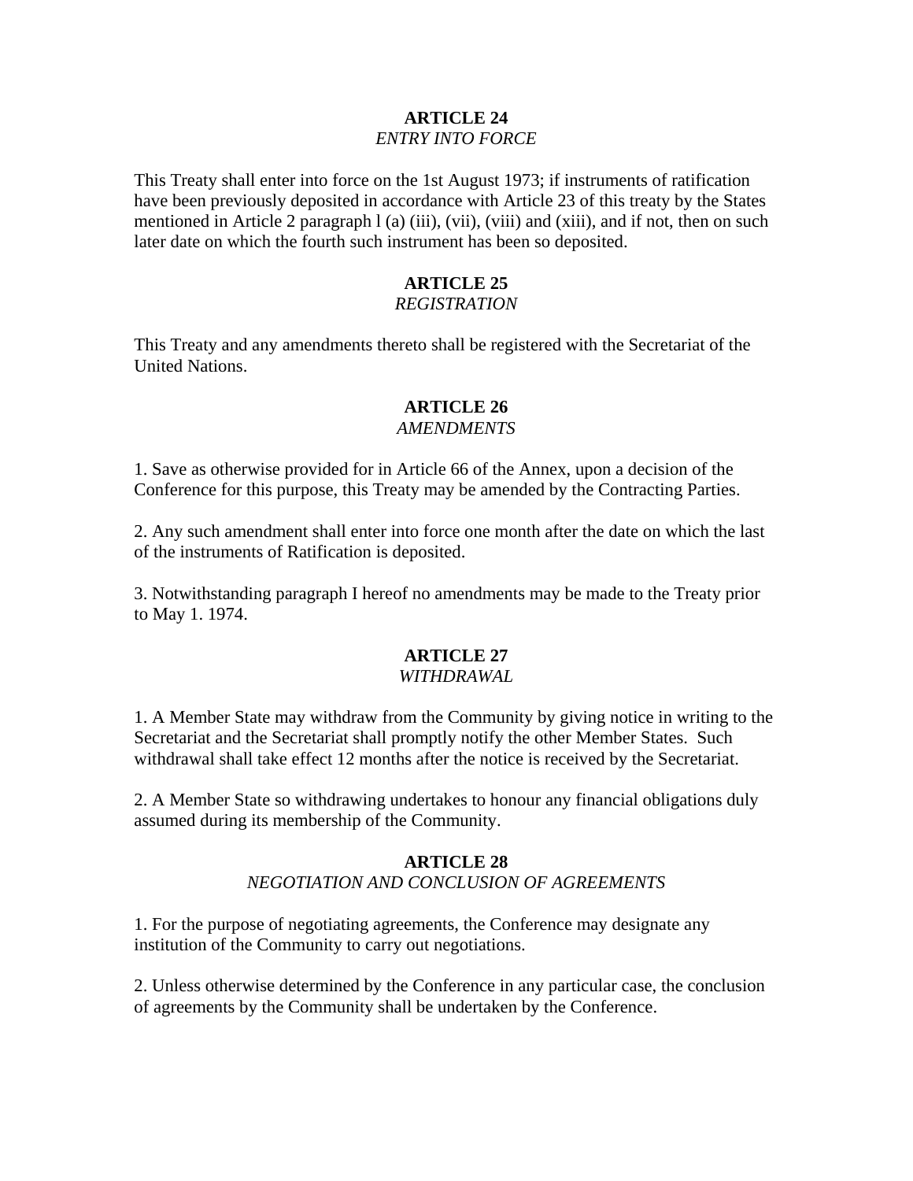## ARTICLE 24
*ENTRY INTO FORCE*

This Treaty shall enter into force on the 1st August 1973; if instruments of ratification have been previously deposited in accordance with Article 23 of this treaty by the States mentioned in Article 2 paragraph l (a) (iii), (vii), (viii) and (xiii), and if not, then on such later date on which the fourth such instrument has been so deposited.

## ARTICLE 25
*REGISTRATION*

This Treaty and any amendments thereto shall be registered with the Secretariat of the United Nations.

## ARTICLE 26
*AMENDMENTS*

1. Save as otherwise provided for in Article 66 of the Annex, upon a decision of the Conference for this purpose, this Treaty may be amended by the Contracting Parties.

2. Any such amendment shall enter into force one month after the date on which the last of the instruments of Ratification is deposited.

3. Notwithstanding paragraph I hereof no amendments may be made to the Treaty prior to May 1. 1974.

## ARTICLE 27
*WITHDRAWAL*

1. A Member State may withdraw from the Community by giving notice in writing to the Secretariat and the Secretariat shall promptly notify the other Member States. Such withdrawal shall take effect 12 months after the notice is received by the Secretariat.

2. A Member State so withdrawing undertakes to honour any financial obligations duly assumed during its membership of the Community.

## ARTICLE 28
*NEGOTIATION AND CONCLUSION OF AGREEMENTS*

1. For the purpose of negotiating agreements, the Conference may designate any institution of the Community to carry out negotiations.

2. Unless otherwise determined by the Conference in any particular case, the conclusion of agreements by the Community shall be undertaken by the Conference.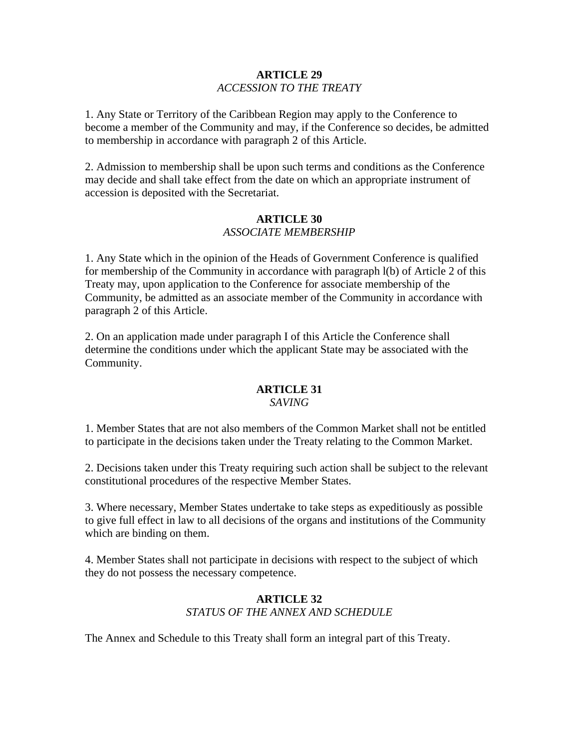**ARTICLE 29**
*ACCESSION TO THE TREATY*

1. Any State or Territory of the Caribbean Region may apply to the Conference to become a member of the Community and may, if the Conference so decides, be admitted to membership in accordance with paragraph 2 of this Article.

2. Admission to membership shall be upon such terms and conditions as the Conference may decide and shall take effect from the date on which an appropriate instrument of accession is deposited with the Secretariat.

**ARTICLE 30**
*ASSOCIATE MEMBERSHIP*

1. Any State which in the opinion of the Heads of Government Conference is qualified for membership of the Community in accordance with paragraph l(b) of Article 2 of this Treaty may, upon application to the Conference for associate membership of the Community, be admitted as an associate member of the Community in accordance with paragraph 2 of this Article.

2. On an application made under paragraph I of this Article the Conference shall determine the conditions under which the applicant State may be associated with the Community.

**ARTICLE 31**
*SAVING*

1. Member States that are not also members of the Common Market shall not be entitled to participate in the decisions taken under the Treaty relating to the Common Market.

2. Decisions taken under this Treaty requiring such action shall be subject to the relevant constitutional procedures of the respective Member States.

3. Where necessary, Member States undertake to take steps as expeditiously as possible to give full effect in law to all decisions of the organs and institutions of the Community which are binding on them.

4. Member States shall not participate in decisions with respect to the subject of which they do not possess the necessary competence.

**ARTICLE 32**
*STATUS OF THE ANNEX AND SCHEDULE*

The Annex and Schedule to this Treaty shall form an integral part of this Treaty.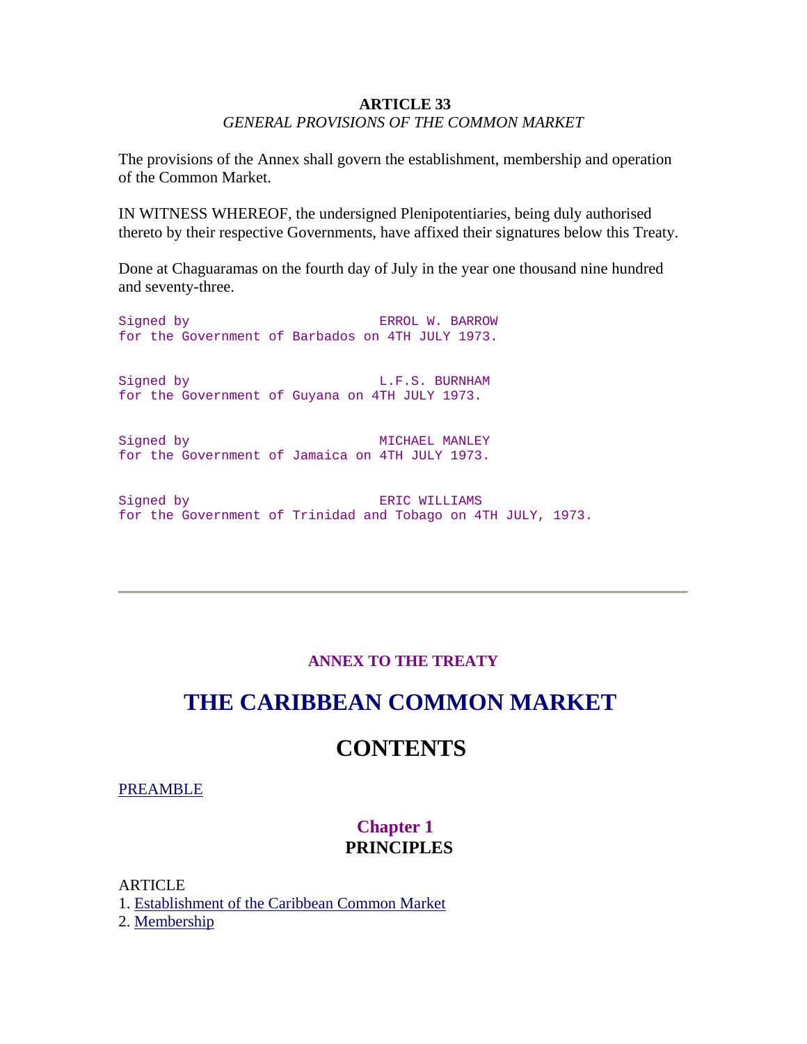**ARTICLE 33**
*GENERAL PROVISIONS OF THE COMMON MARKET*

The provisions of the Annex shall govern the establishment, membership and operation of the Common Market.

IN WITNESS WHEREOF, the undersigned Plenipotentiaries, being duly authorised thereto by their respective Governments, have affixed their signatures below this Treaty.

Done at Chaguaramas on the fourth day of July in the year one thousand nine hundred and seventy-three.

```
Signed by                        ERROL W. BARROW
for the Government of Barbados on 4TH JULY 1973.


Signed by                        L.F.S. BURNHAM
for the Government of Guyana on 4TH JULY 1973.


Signed by                        MICHAEL MANLEY
for the Government of Jamaica on 4TH JULY 1973.


Signed by                        ERIC WILLIAMS
for the Government of Trinidad and Tobago on 4TH JULY, 1973.
```

---

**ANNEX TO THE TREATY**

# THE CARIBBEAN COMMON MARKET

# CONTENTS

PREAMBLE

### Chapter 1
### PRINCIPLES

ARTICLE
1. Establishment of the Caribbean Common Market
2. Membership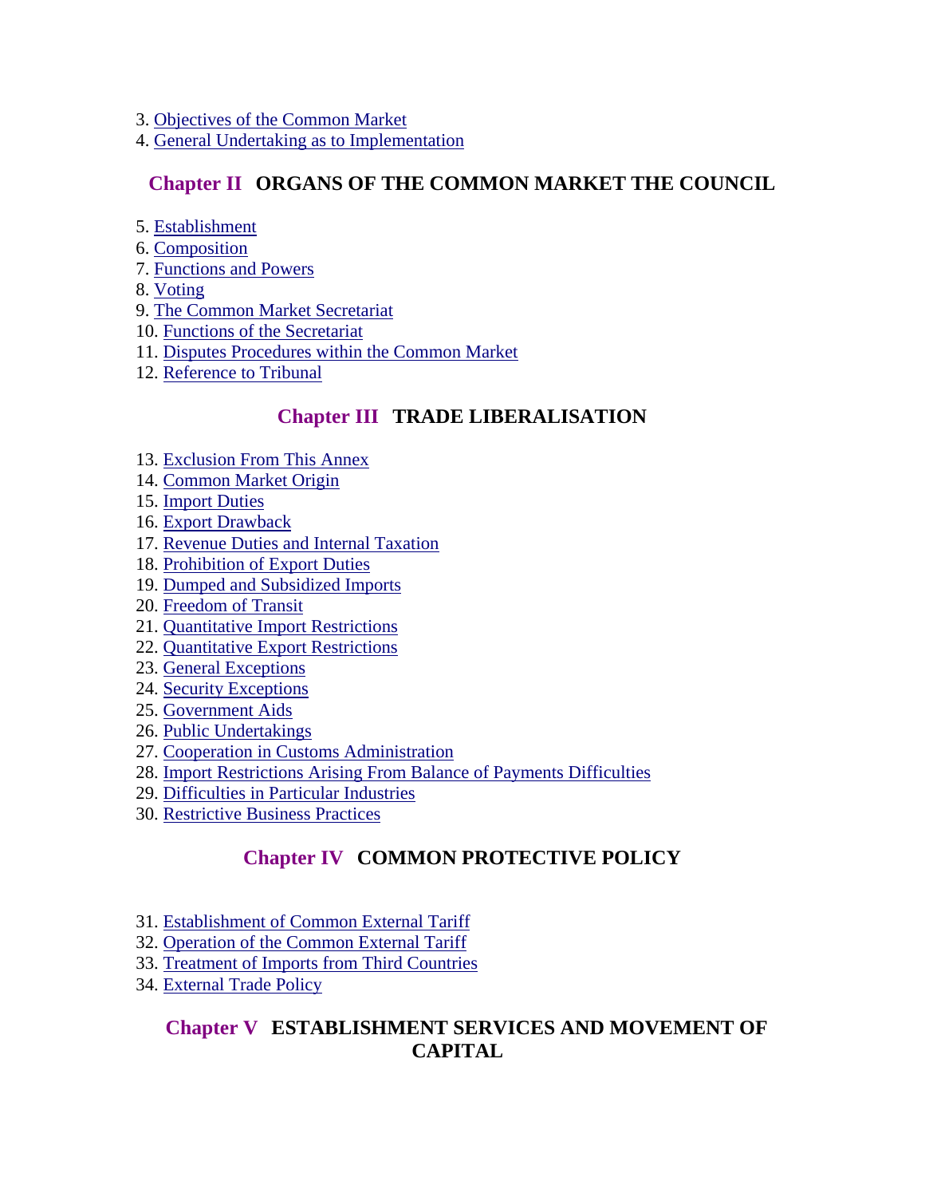3. Objectives of the Common Market
4. General Undertaking as to Implementation

## Chapter II ORGANS OF THE COMMON MARKET THE COUNCIL

5. Establishment
6. Composition
7. Functions and Powers
8. Voting
9. The Common Market Secretariat
10. Functions of the Secretariat
11. Disputes Procedures within the Common Market
12. Reference to Tribunal

## Chapter III TRADE LIBERALISATION

13. Exclusion From This Annex
14. Common Market Origin
15. Import Duties
16. Export Drawback
17. Revenue Duties and Internal Taxation
18. Prohibition of Export Duties
19. Dumped and Subsidized Imports
20. Freedom of Transit
21. Quantitative Import Restrictions
22. Quantitative Export Restrictions
23. General Exceptions
24. Security Exceptions
25. Government Aids
26. Public Undertakings
27. Cooperation in Customs Administration
28. Import Restrictions Arising From Balance of Payments Difficulties
29. Difficulties in Particular Industries
30. Restrictive Business Practices

## Chapter IV COMMON PROTECTIVE POLICY

31. Establishment of Common External Tariff
32. Operation of the Common External Tariff
33. Treatment of Imports from Third Countries
34. External Trade Policy

## Chapter V ESTABLISHMENT SERVICES AND MOVEMENT OF CAPITAL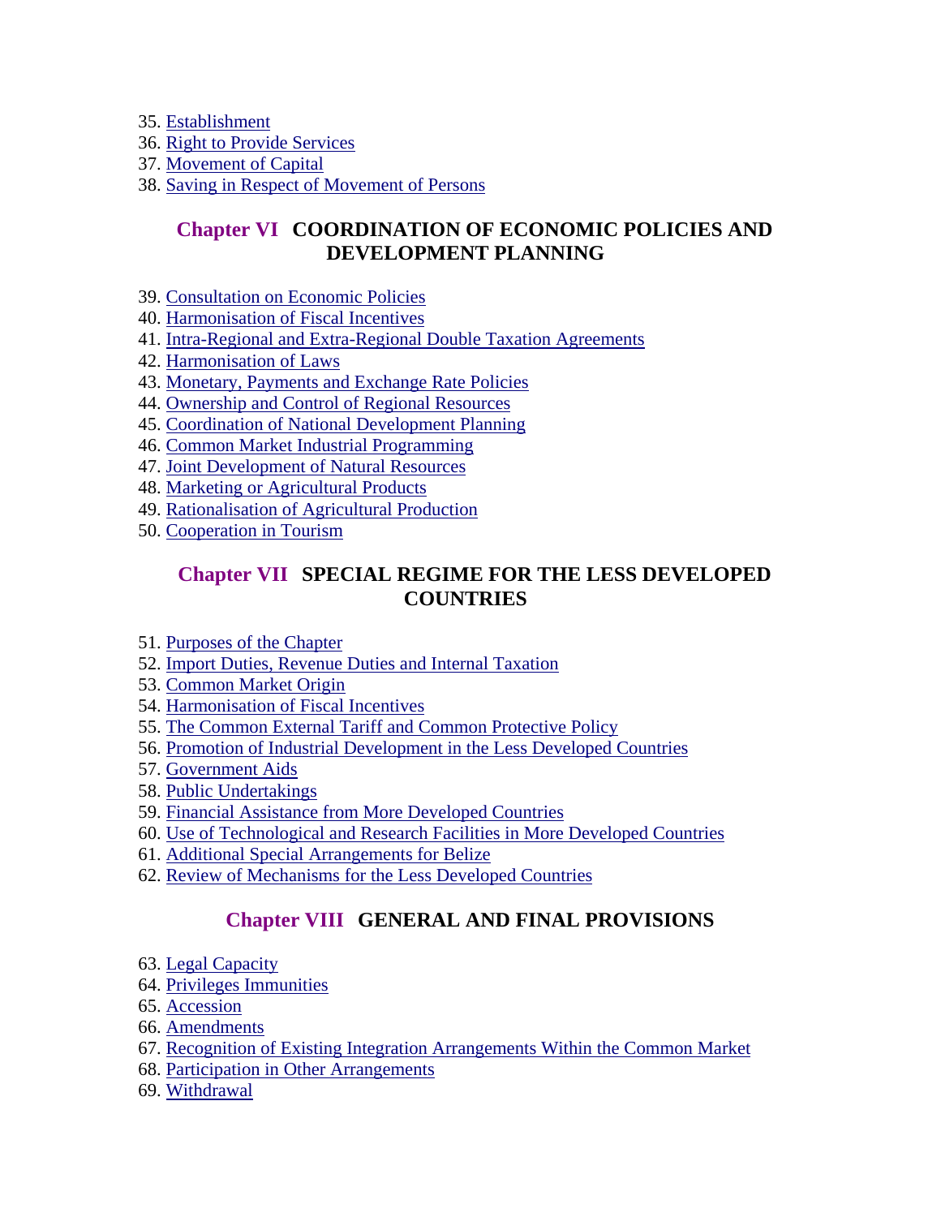35. Establishment
36. Right to Provide Services
37. Movement of Capital
38. Saving in Respect of Movement of Persons

## Chapter VI COORDINATION OF ECONOMIC POLICIES AND DEVELOPMENT PLANNING

39. Consultation on Economic Policies
40. Harmonisation of Fiscal Incentives
41. Intra-Regional and Extra-Regional Double Taxation Agreements
42. Harmonisation of Laws
43. Monetary, Payments and Exchange Rate Policies
44. Ownership and Control of Regional Resources
45. Coordination of National Development Planning
46. Common Market Industrial Programming
47. Joint Development of Natural Resources
48. Marketing or Agricultural Products
49. Rationalisation of Agricultural Production
50. Cooperation in Tourism

## Chapter VII SPECIAL REGIME FOR THE LESS DEVELOPED COUNTRIES

51. Purposes of the Chapter
52. Import Duties, Revenue Duties and Internal Taxation
53. Common Market Origin
54. Harmonisation of Fiscal Incentives
55. The Common External Tariff and Common Protective Policy
56. Promotion of Industrial Development in the Less Developed Countries
57. Government Aids
58. Public Undertakings
59. Financial Assistance from More Developed Countries
60. Use of Technological and Research Facilities in More Developed Countries
61. Additional Special Arrangements for Belize
62. Review of Mechanisms for the Less Developed Countries

## Chapter VIII GENERAL AND FINAL PROVISIONS

63. Legal Capacity
64. Privileges Immunities
65. Accession
66. Amendments
67. Recognition of Existing Integration Arrangements Within the Common Market
68. Participation in Other Arrangements
69. Withdrawal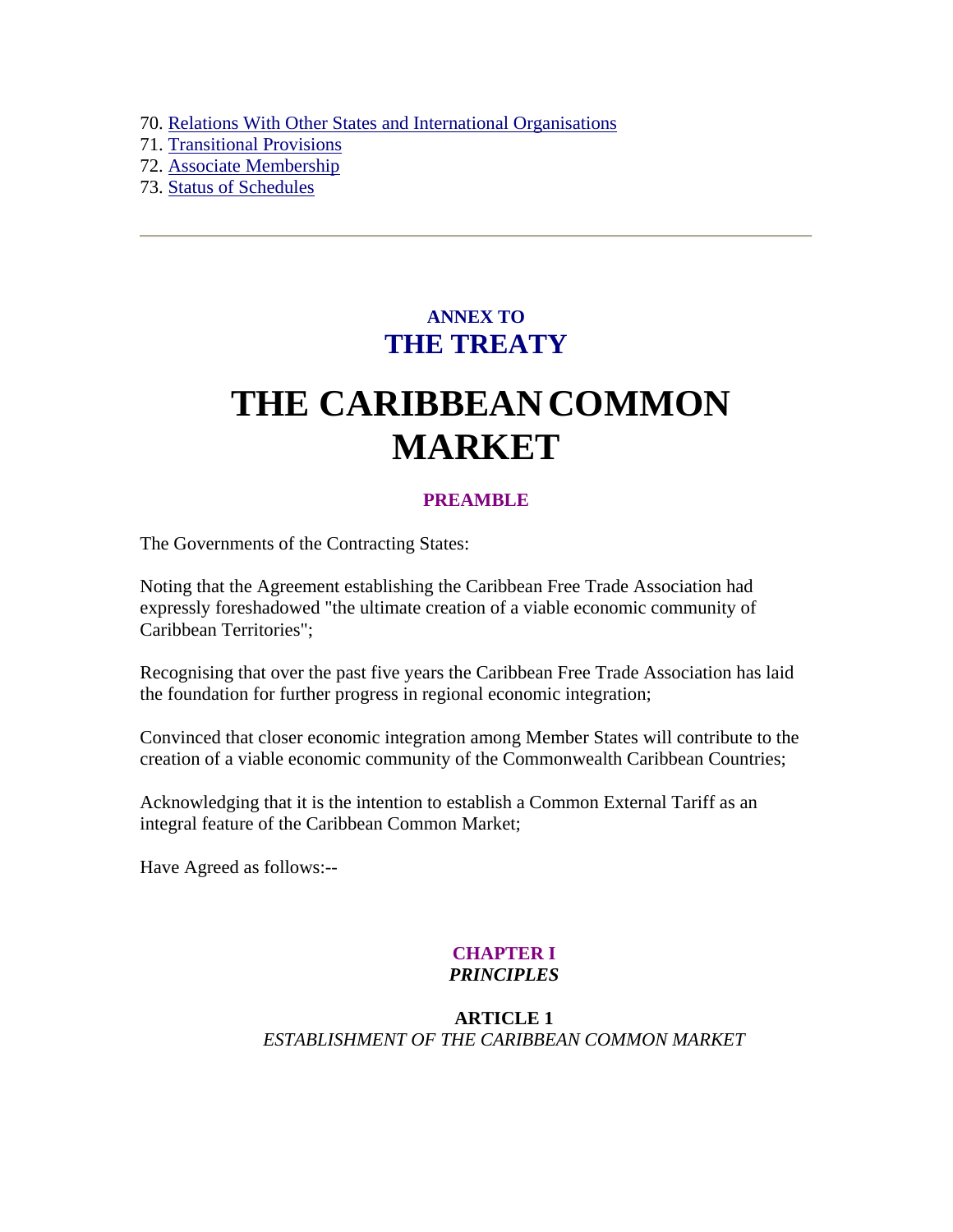70. Relations With Other States and International Organisations
71. Transitional Provisions
72. Associate Membership
73. Status of Schedules

---

### ANNEX TO
## THE TREATY

# THE CARIBBEAN COMMON MARKET

### PREAMBLE

The Governments of the Contracting States:

Noting that the Agreement establishing the Caribbean Free Trade Association had expressly foreshadowed "the ultimate creation of a viable economic community of Caribbean Territories";

Recognising that over the past five years the Caribbean Free Trade Association has laid the foundation for further progress in regional economic integration;

Convinced that closer economic integration among Member States will contribute to the creation of a viable economic community of the Commonwealth Caribbean Countries;

Acknowledging that it is the intention to establish a Common External Tariff as an integral feature of the Caribbean Common Market;

Have Agreed as follows:--

### CHAPTER I
*PRINCIPLES*

#### ARTICLE 1
*ESTABLISHMENT OF THE CARIBBEAN COMMON MARKET*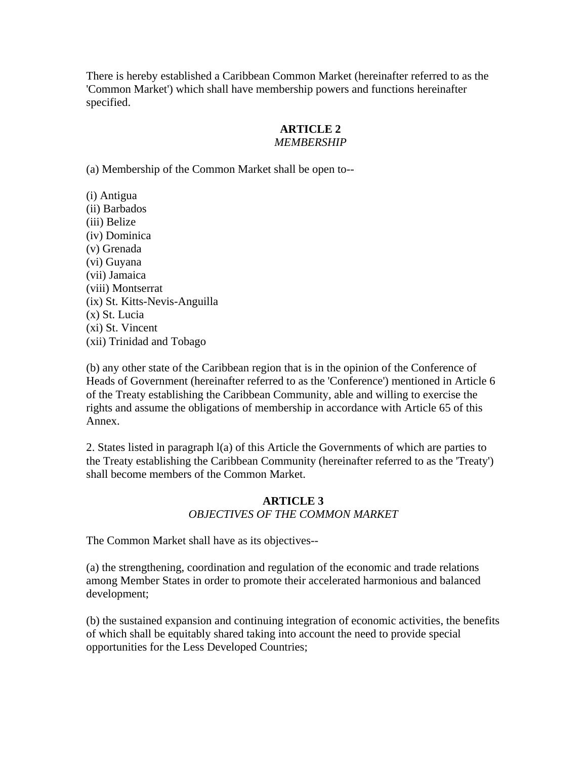There is hereby established a Caribbean Common Market (hereinafter referred to as the 'Common Market') which shall have membership powers and functions hereinafter specified.

**ARTICLE 2**
*MEMBERSHIP*

(a) Membership of the Common Market shall be open to--

(i) Antigua
(ii) Barbados
(iii) Belize
(iv) Dominica
(v) Grenada
(vi) Guyana
(vii) Jamaica
(viii) Montserrat
(ix) St. Kitts-Nevis-Anguilla
(x) St. Lucia
(xi) St. Vincent
(xii) Trinidad and Tobago

(b) any other state of the Caribbean region that is in the opinion of the Conference of Heads of Government (hereinafter referred to as the 'Conference') mentioned in Article 6 of the Treaty establishing the Caribbean Community, able and willing to exercise the rights and assume the obligations of membership in accordance with Article 65 of this Annex.

2. States listed in paragraph l(a) of this Article the Governments of which are parties to the Treaty establishing the Caribbean Community (hereinafter referred to as the 'Treaty') shall become members of the Common Market.

**ARTICLE 3**
*OBJECTIVES OF THE COMMON MARKET*

The Common Market shall have as its objectives--

(a) the strengthening, coordination and regulation of the economic and trade relations among Member States in order to promote their accelerated harmonious and balanced development;

(b) the sustained expansion and continuing integration of economic activities, the benefits of which shall be equitably shared taking into account the need to provide special opportunities for the Less Developed Countries;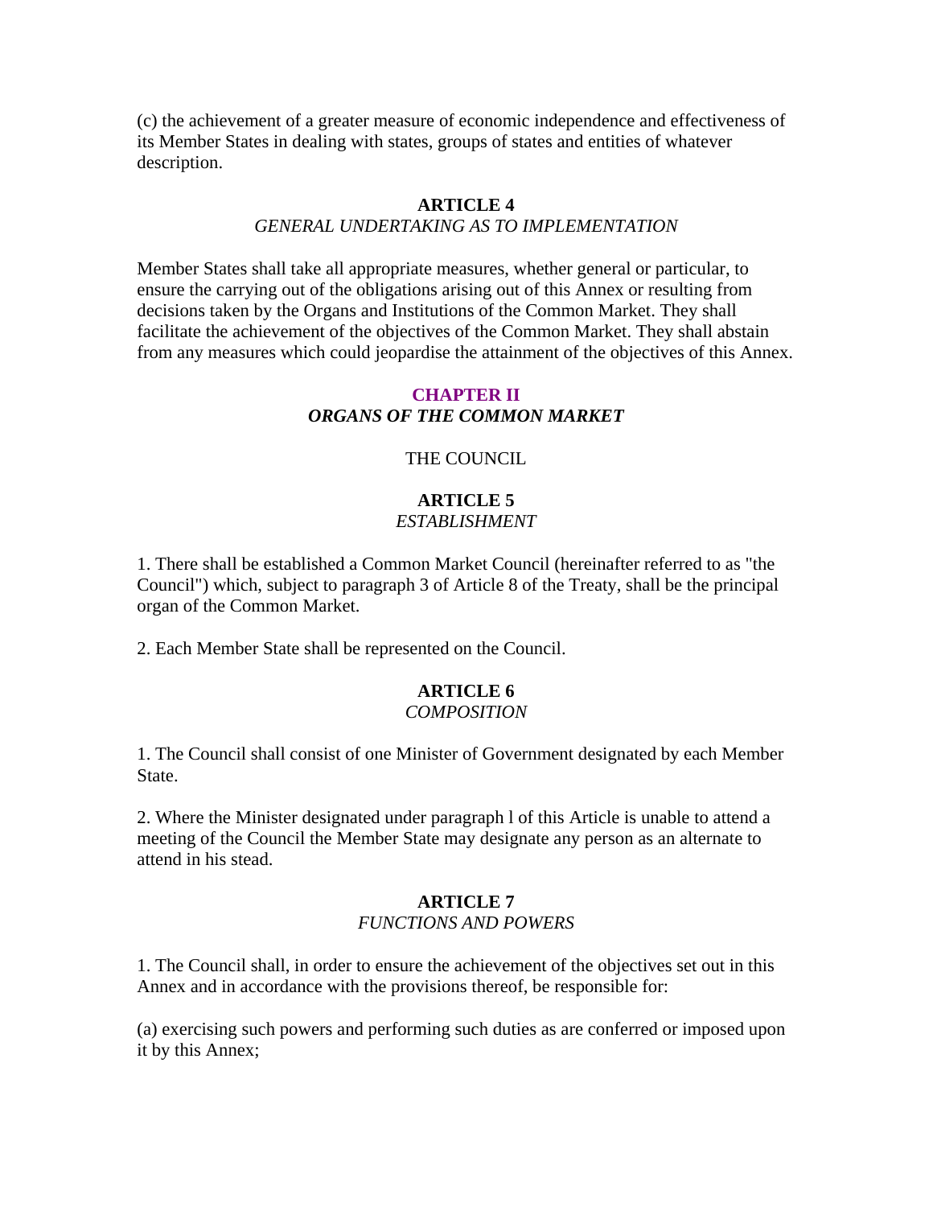(c) the achievement of a greater measure of economic independence and effectiveness of its Member States in dealing with states, groups of states and entities of whatever description.

### ARTICLE 4
*GENERAL UNDERTAKING AS TO IMPLEMENTATION*

Member States shall take all appropriate measures, whether general or particular, to ensure the carrying out of the obligations arising out of this Annex or resulting from decisions taken by the Organs and Institutions of the Common Market. They shall facilitate the achievement of the objectives of the Common Market. They shall abstain from any measures which could jeopardise the attainment of the objectives of this Annex.

## CHAPTER II
***ORGANS OF THE COMMON MARKET***

THE COUNCIL

### ARTICLE 5
*ESTABLISHMENT*

1. There shall be established a Common Market Council (hereinafter referred to as "the Council") which, subject to paragraph 3 of Article 8 of the Treaty, shall be the principal organ of the Common Market.

2. Each Member State shall be represented on the Council.

### ARTICLE 6
*COMPOSITION*

1. The Council shall consist of one Minister of Government designated by each Member State.

2. Where the Minister designated under paragraph l of this Article is unable to attend a meeting of the Council the Member State may designate any person as an alternate to attend in his stead.

### ARTICLE 7
*FUNCTIONS AND POWERS*

1. The Council shall, in order to ensure the achievement of the objectives set out in this Annex and in accordance with the provisions thereof, be responsible for:

(a) exercising such powers and performing such duties as are conferred or imposed upon it by this Annex;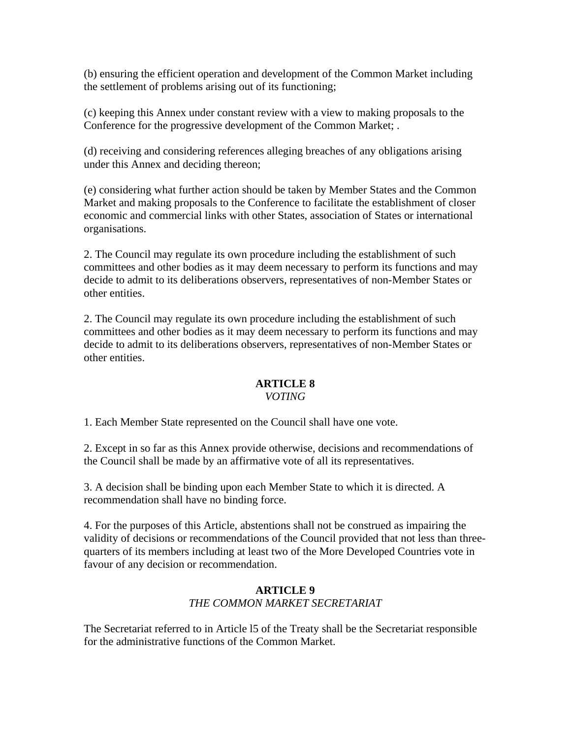(b) ensuring the efficient operation and development of the Common Market including the settlement of problems arising out of its functioning;

(c) keeping this Annex under constant review with a view to making proposals to the Conference for the progressive development of the Common Market; .

(d) receiving and considering references alleging breaches of any obligations arising under this Annex and deciding thereon;

(e) considering what further action should be taken by Member States and the Common Market and making proposals to the Conference to facilitate the establishment of closer economic and commercial links with other States, association of States or international organisations.

2. The Council may regulate its own procedure including the establishment of such committees and other bodies as it may deem necessary to perform its functions and may decide to admit to its deliberations observers, representatives of non-Member States or other entities.

2. The Council may regulate its own procedure including the establishment of such committees and other bodies as it may deem necessary to perform its functions and may decide to admit to its deliberations observers, representatives of non-Member States or other entities.

### ARTICLE 8
*VOTING*

1. Each Member State represented on the Council shall have one vote.

2. Except in so far as this Annex provide otherwise, decisions and recommendations of the Council shall be made by an affirmative vote of all its representatives.

3. A decision shall be binding upon each Member State to which it is directed. A recommendation shall have no binding force.

4. For the purposes of this Article, abstentions shall not be construed as impairing the validity of decisions or recommendations of the Council provided that not less than three-quarters of its members including at least two of the More Developed Countries vote in favour of any decision or recommendation.

### ARTICLE 9
*THE COMMON MARKET SECRETARIAT*

The Secretariat referred to in Article l5 of the Treaty shall be the Secretariat responsible for the administrative functions of the Common Market.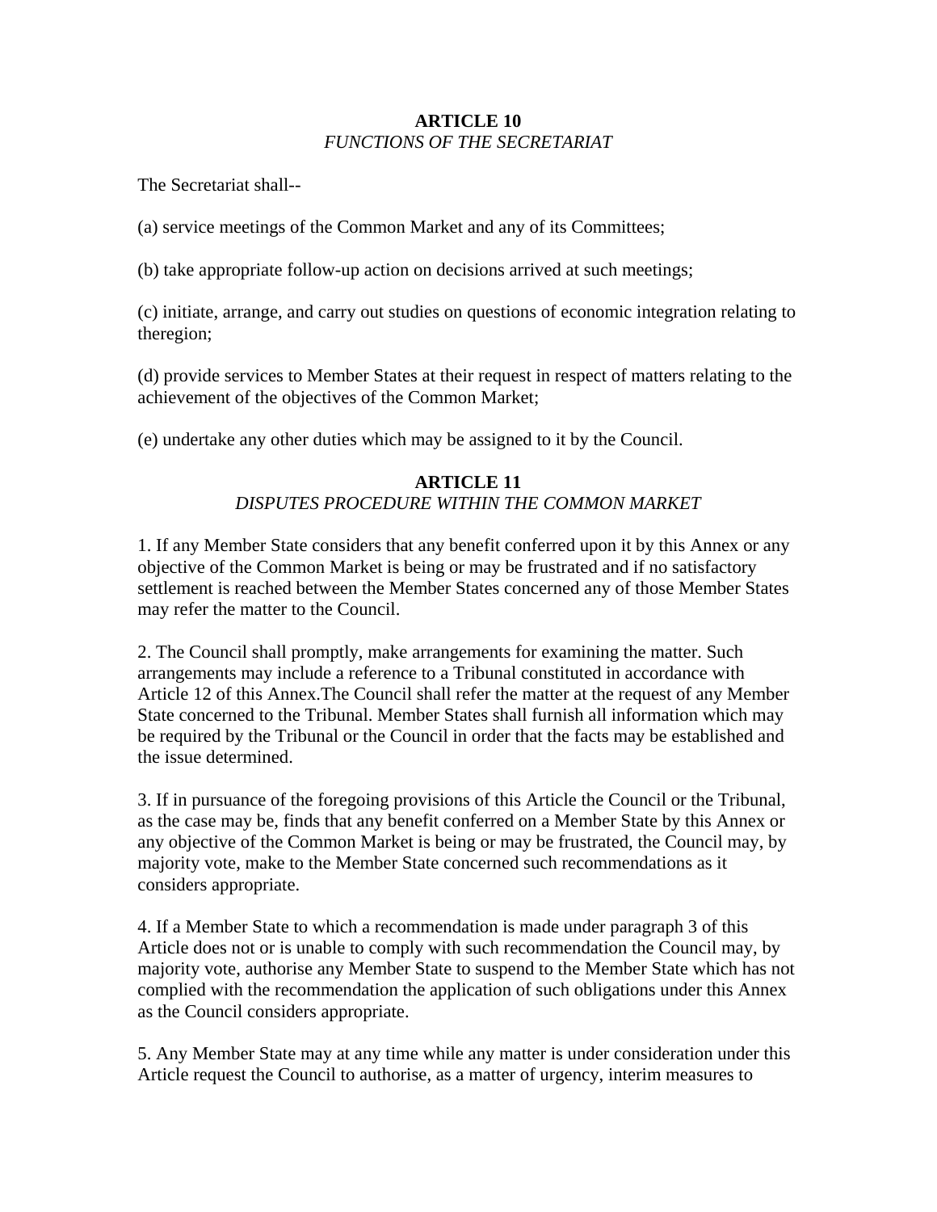## ARTICLE 10
*FUNCTIONS OF THE SECRETARIAT*

The Secretariat shall--

(a) service meetings of the Common Market and any of its Committees;

(b) take appropriate follow-up action on decisions arrived at such meetings;

(c) initiate, arrange, and carry out studies on questions of economic integration relating to theregion;

(d) provide services to Member States at their request in respect of matters relating to the achievement of the objectives of the Common Market;

(e) undertake any other duties which may be assigned to it by the Council.

## ARTICLE 11
*DISPUTES PROCEDURE WITHIN THE COMMON MARKET*

1. If any Member State considers that any benefit conferred upon it by this Annex or any objective of the Common Market is being or may be frustrated and if no satisfactory settlement is reached between the Member States concerned any of those Member States may refer the matter to the Council.

2. The Council shall promptly, make arrangements for examining the matter. Such arrangements may include a reference to a Tribunal constituted in accordance with Article 12 of this Annex.The Council shall refer the matter at the request of any Member State concerned to the Tribunal. Member States shall furnish all information which may be required by the Tribunal or the Council in order that the facts may be established and the issue determined.

3. If in pursuance of the foregoing provisions of this Article the Council or the Tribunal, as the case may be, finds that any benefit conferred on a Member State by this Annex or any objective of the Common Market is being or may be frustrated, the Council may, by majority vote, make to the Member State concerned such recommendations as it considers appropriate.

4. If a Member State to which a recommendation is made under paragraph 3 of this Article does not or is unable to comply with such recommendation the Council may, by majority vote, authorise any Member State to suspend to the Member State which has not complied with the recommendation the application of such obligations under this Annex as the Council considers appropriate.

5. Any Member State may at any time while any matter is under consideration under this Article request the Council to authorise, as a matter of urgency, interim measures to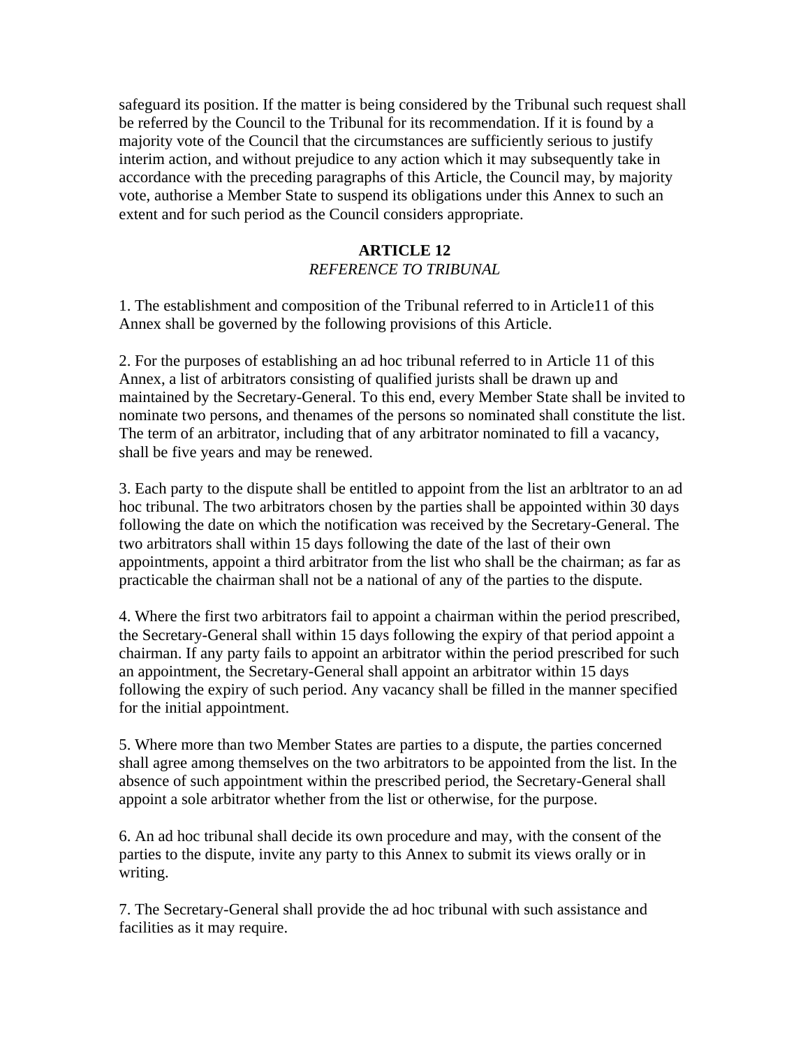safeguard its position. If the matter is being considered by the Tribunal such request shall be referred by the Council to the Tribunal for its recommendation. If it is found by a majority vote of the Council that the circumstances are sufficiently serious to justify interim action, and without prejudice to any action which it may subsequently take in accordance with the preceding paragraphs of this Article, the Council may, by majority vote, authorise a Member State to suspend its obligations under this Annex to such an extent and for such period as the Council considers appropriate.

## ARTICLE 12

*REFERENCE TO TRIBUNAL*

1. The establishment and composition of the Tribunal referred to in Article11 of this Annex shall be governed by the following provisions of this Article.

2. For the purposes of establishing an ad hoc tribunal referred to in Article 11 of this Annex, a list of arbitrators consisting of qualified jurists shall be drawn up and maintained by the Secretary-General. To this end, every Member State shall be invited to nominate two persons, and thenames of the persons so nominated shall constitute the list. The term of an arbitrator, including that of any arbitrator nominated to fill a vacancy, shall be five years and may be renewed.

3. Each party to the dispute shall be entitled to appoint from the list an arbltrator to an ad hoc tribunal. The two arbitrators chosen by the parties shall be appointed within 30 days following the date on which the notification was received by the Secretary-General. The two arbitrators shall within 15 days following the date of the last of their own appointments, appoint a third arbitrator from the list who shall be the chairman; as far as practicable the chairman shall not be a national of any of the parties to the dispute.

4. Where the first two arbitrators fail to appoint a chairman within the period prescribed, the Secretary-General shall within 15 days following the expiry of that period appoint a chairman. If any party fails to appoint an arbitrator within the period prescribed for such an appointment, the Secretary-General shall appoint an arbitrator within 15 days following the expiry of such period. Any vacancy shall be filled in the manner specified for the initial appointment.

5. Where more than two Member States are parties to a dispute, the parties concerned shall agree among themselves on the two arbitrators to be appointed from the list. In the absence of such appointment within the prescribed period, the Secretary-General shall appoint a sole arbitrator whether from the list or otherwise, for the purpose.

6. An ad hoc tribunal shall decide its own procedure and may, with the consent of the parties to the dispute, invite any party to this Annex to submit its views orally or in writing.

7. The Secretary-General shall provide the ad hoc tribunal with such assistance and facilities as it may require.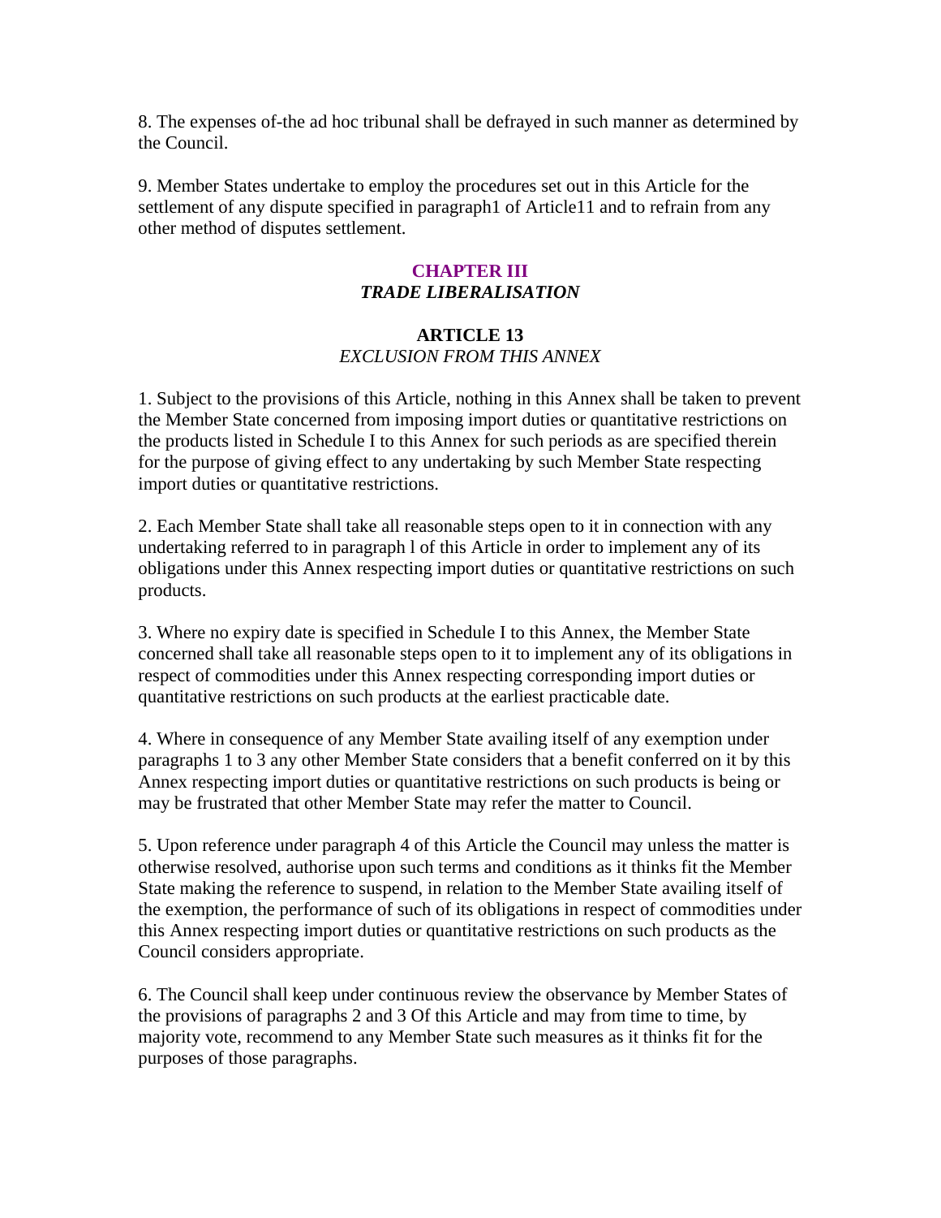8. The expenses of-the ad hoc tribunal shall be defrayed in such manner as determined by the Council.

9. Member States undertake to employ the procedures set out in this Article for the settlement of any dispute specified in paragraph1 of Article11 and to refrain from any other method of disputes settlement.

## CHAPTER III
### *TRADE LIBERALISATION*

### ARTICLE 13
*EXCLUSION FROM THIS ANNEX*

1. Subject to the provisions of this Article, nothing in this Annex shall be taken to prevent the Member State concerned from imposing import duties or quantitative restrictions on the products listed in Schedule I to this Annex for such periods as are specified therein for the purpose of giving effect to any undertaking by such Member State respecting import duties or quantitative restrictions.

2. Each Member State shall take all reasonable steps open to it in connection with any undertaking referred to in paragraph l of this Article in order to implement any of its obligations under this Annex respecting import duties or quantitative restrictions on such products.

3. Where no expiry date is specified in Schedule I to this Annex, the Member State concerned shall take all reasonable steps open to it to implement any of its obligations in respect of commodities under this Annex respecting corresponding import duties or quantitative restrictions on such products at the earliest practicable date.

4. Where in consequence of any Member State availing itself of any exemption under paragraphs 1 to 3 any other Member State considers that a benefit conferred on it by this Annex respecting import duties or quantitative restrictions on such products is being or may be frustrated that other Member State may refer the matter to Council.

5. Upon reference under paragraph 4 of this Article the Council may unless the matter is otherwise resolved, authorise upon such terms and conditions as it thinks fit the Member State making the reference to suspend, in relation to the Member State availing itself of the exemption, the performance of such of its obligations in respect of commodities under this Annex respecting import duties or quantitative restrictions on such products as the Council considers appropriate.

6. The Council shall keep under continuous review the observance by Member States of the provisions of paragraphs 2 and 3 Of this Article and may from time to time, by majority vote, recommend to any Member State such measures as it thinks fit for the purposes of those paragraphs.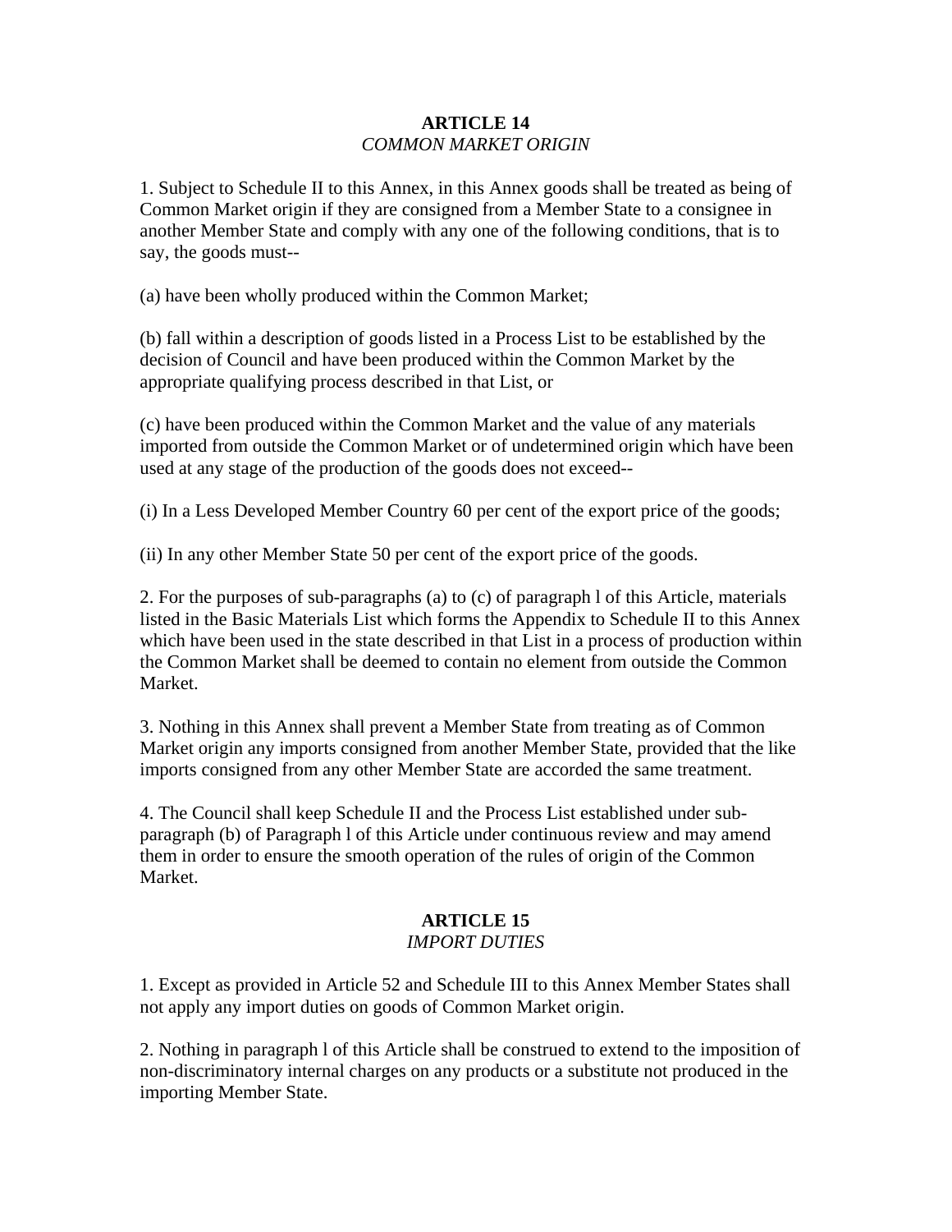## ARTICLE 14
*COMMON MARKET ORIGIN*

1. Subject to Schedule II to this Annex, in this Annex goods shall be treated as being of Common Market origin if they are consigned from a Member State to a consignee in another Member State and comply with any one of the following conditions, that is to say, the goods must--

(a) have been wholly produced within the Common Market;

(b) fall within a description of goods listed in a Process List to be established by the decision of Council and have been produced within the Common Market by the appropriate qualifying process described in that List, or

(c) have been produced within the Common Market and the value of any materials imported from outside the Common Market or of undetermined origin which have been used at any stage of the production of the goods does not exceed--

(i) In a Less Developed Member Country 60 per cent of the export price of the goods;

(ii) In any other Member State 50 per cent of the export price of the goods.

2. For the purposes of sub-paragraphs (a) to (c) of paragraph l of this Article, materials listed in the Basic Materials List which forms the Appendix to Schedule II to this Annex which have been used in the state described in that List in a process of production within the Common Market shall be deemed to contain no element from outside the Common Market.

3. Nothing in this Annex shall prevent a Member State from treating as of Common Market origin any imports consigned from another Member State, provided that the like imports consigned from any other Member State are accorded the same treatment.

4. The Council shall keep Schedule II and the Process List established under sub-paragraph (b) of Paragraph l of this Article under continuous review and may amend them in order to ensure the smooth operation of the rules of origin of the Common Market.

## ARTICLE 15
*IMPORT DUTIES*

1. Except as provided in Article 52 and Schedule III to this Annex Member States shall not apply any import duties on goods of Common Market origin.

2. Nothing in paragraph l of this Article shall be construed to extend to the imposition of non-discriminatory internal charges on any products or a substitute not produced in the importing Member State.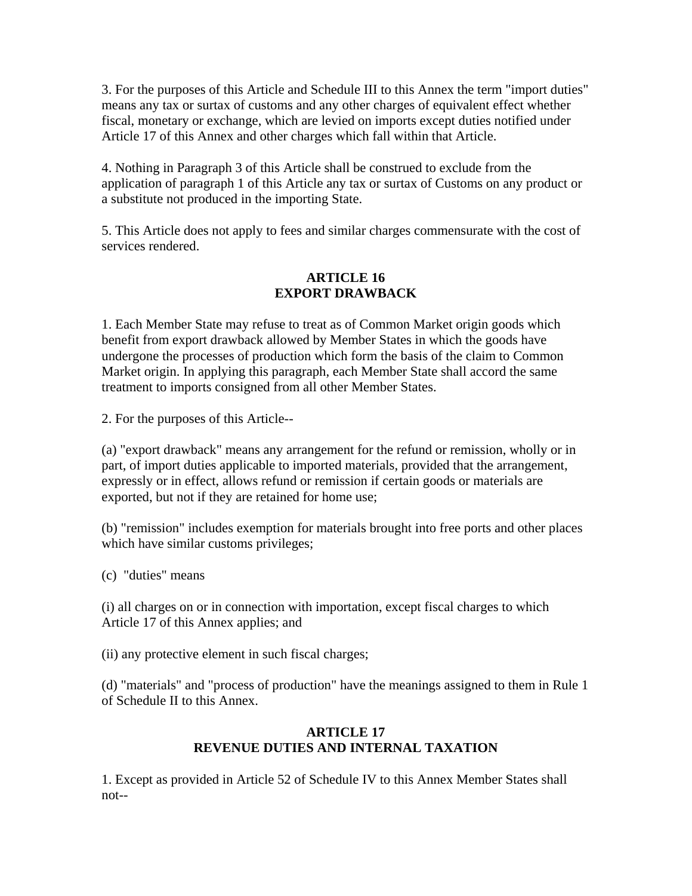3. For the purposes of this Article and Schedule III to this Annex the term "import duties" means any tax or surtax of customs and any other charges of equivalent effect whether fiscal, monetary or exchange, which are levied on imports except duties notified under Article 17 of this Annex and other charges which fall within that Article.

4. Nothing in Paragraph 3 of this Article shall be construed to exclude from the application of paragraph 1 of this Article any tax or surtax of Customs on any product or a substitute not produced in the importing State.

5. This Article does not apply to fees and similar charges commensurate with the cost of services rendered.

## ARTICLE 16
## EXPORT DRAWBACK

1. Each Member State may refuse to treat as of Common Market origin goods which benefit from export drawback allowed by Member States in which the goods have undergone the processes of production which form the basis of the claim to Common Market origin. In applying this paragraph, each Member State shall accord the same treatment to imports consigned from all other Member States.

2. For the purposes of this Article--

(a) "export drawback" means any arrangement for the refund or remission, wholly or in part, of import duties applicable to imported materials, provided that the arrangement, expressly or in effect, allows refund or remission if certain goods or materials are exported, but not if they are retained for home use;

(b) "remission" includes exemption for materials brought into free ports and other places which have similar customs privileges;

(c) "duties" means

(i) all charges on or in connection with importation, except fiscal charges to which Article 17 of this Annex applies; and

(ii) any protective element in such fiscal charges;

(d) "materials" and "process of production" have the meanings assigned to them in Rule 1 of Schedule II to this Annex.

## ARTICLE 17
## REVENUE DUTIES AND INTERNAL TAXATION

1. Except as provided in Article 52 of Schedule IV to this Annex Member States shall not--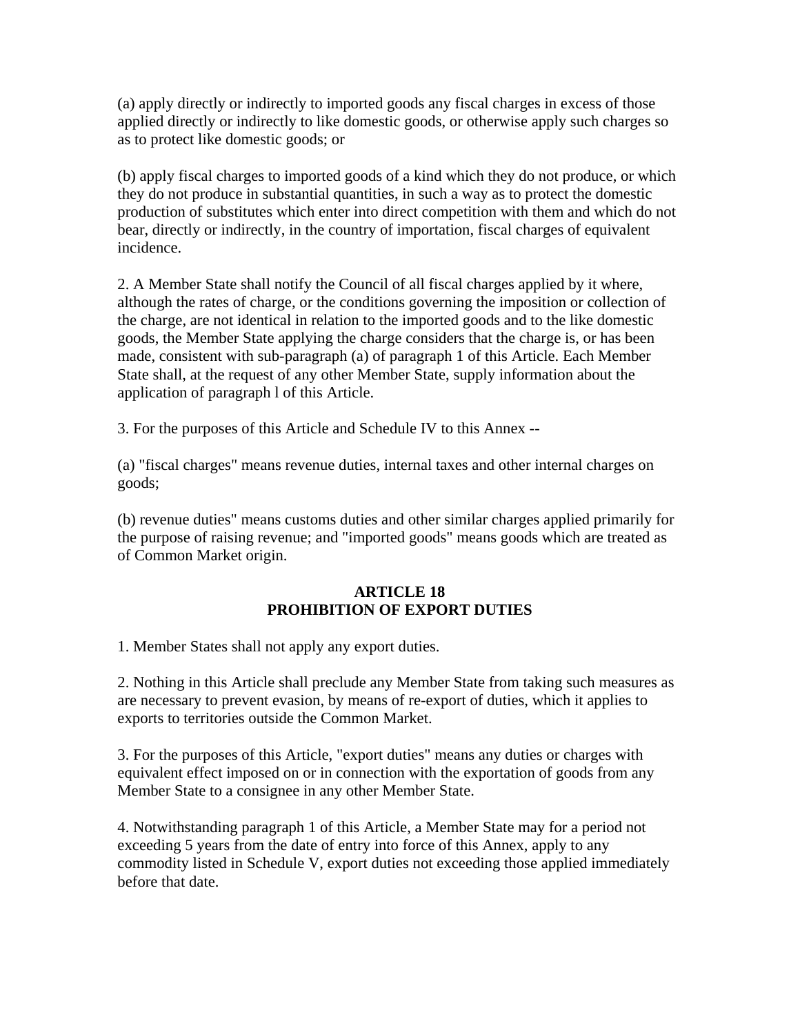(a) apply directly or indirectly to imported goods any fiscal charges in excess of those applied directly or indirectly to like domestic goods, or otherwise apply such charges so as to protect like domestic goods; or

(b) apply fiscal charges to imported goods of a kind which they do not produce, or which they do not produce in substantial quantities, in such a way as to protect the domestic production of substitutes which enter into direct competition with them and which do not bear, directly or indirectly, in the country of importation, fiscal charges of equivalent incidence.

2. A Member State shall notify the Council of all fiscal charges applied by it where, although the rates of charge, or the conditions governing the imposition or collection of the charge, are not identical in relation to the imported goods and to the like domestic goods, the Member State applying the charge considers that the charge is, or has been made, consistent with sub-paragraph (a) of paragraph 1 of this Article. Each Member State shall, at the request of any other Member State, supply information about the application of paragraph l of this Article.

3. For the purposes of this Article and Schedule IV to this Annex --

(a) "fiscal charges" means revenue duties, internal taxes and other internal charges on goods;

(b) revenue duties" means customs duties and other similar charges applied primarily for the purpose of raising revenue; and "imported goods" means goods which are treated as of Common Market origin.

## ARTICLE 18
## PROHIBITION OF EXPORT DUTIES

1. Member States shall not apply any export duties.

2. Nothing in this Article shall preclude any Member State from taking such measures as are necessary to prevent evasion, by means of re-export of duties, which it applies to exports to territories outside the Common Market.

3. For the purposes of this Article, "export duties" means any duties or charges with equivalent effect imposed on or in connection with the exportation of goods from any Member State to a consignee in any other Member State.

4. Notwithstanding paragraph 1 of this Article, a Member State may for a period not exceeding 5 years from the date of entry into force of this Annex, apply to any commodity listed in Schedule V, export duties not exceeding those applied immediately before that date.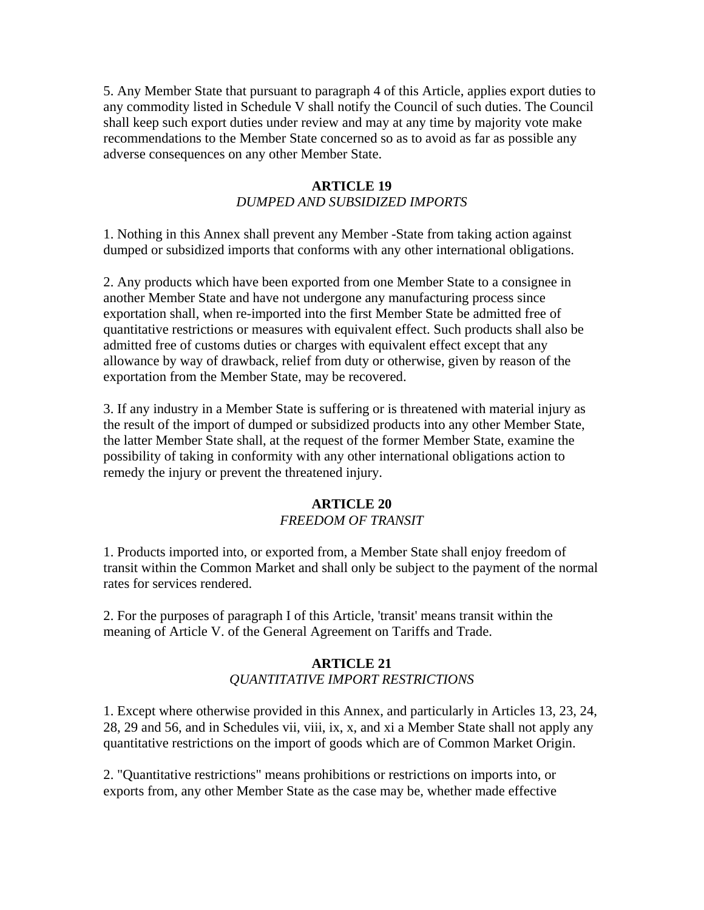5. Any Member State that pursuant to paragraph 4 of this Article, applies export duties to any commodity listed in Schedule V shall notify the Council of such duties. The Council shall keep such export duties under review and may at any time by majority vote make recommendations to the Member State concerned so as to avoid as far as possible any adverse consequences on any other Member State.

### ARTICLE 19
*DUMPED AND SUBSIDIZED IMPORTS*

1. Nothing in this Annex shall prevent any Member -State from taking action against dumped or subsidized imports that conforms with any other international obligations.

2. Any products which have been exported from one Member State to a consignee in another Member State and have not undergone any manufacturing process since exportation shall, when re-imported into the first Member State be admitted free of quantitative restrictions or measures with equivalent effect. Such products shall also be admitted free of customs duties or charges with equivalent effect except that any allowance by way of drawback, relief from duty or otherwise, given by reason of the exportation from the Member State, may be recovered.

3. If any industry in a Member State is suffering or is threatened with material injury as the result of the import of dumped or subsidized products into any other Member State, the latter Member State shall, at the request of the former Member State, examine the possibility of taking in conformity with any other international obligations action to remedy the injury or prevent the threatened injury.

### ARTICLE 20
*FREEDOM OF TRANSIT*

1. Products imported into, or exported from, a Member State shall enjoy freedom of transit within the Common Market and shall only be subject to the payment of the normal rates for services rendered.

2. For the purposes of paragraph I of this Article, 'transit' means transit within the meaning of Article V. of the General Agreement on Tariffs and Trade.

### ARTICLE 21
*QUANTITATIVE IMPORT RESTRICTIONS*

1. Except where otherwise provided in this Annex, and particularly in Articles 13, 23, 24, 28, 29 and 56, and in Schedules vii, viii, ix, x, and xi a Member State shall not apply any quantitative restrictions on the import of goods which are of Common Market Origin.

2. "Quantitative restrictions" means prohibitions or restrictions on imports into, or exports from, any other Member State as the case may be, whether made effective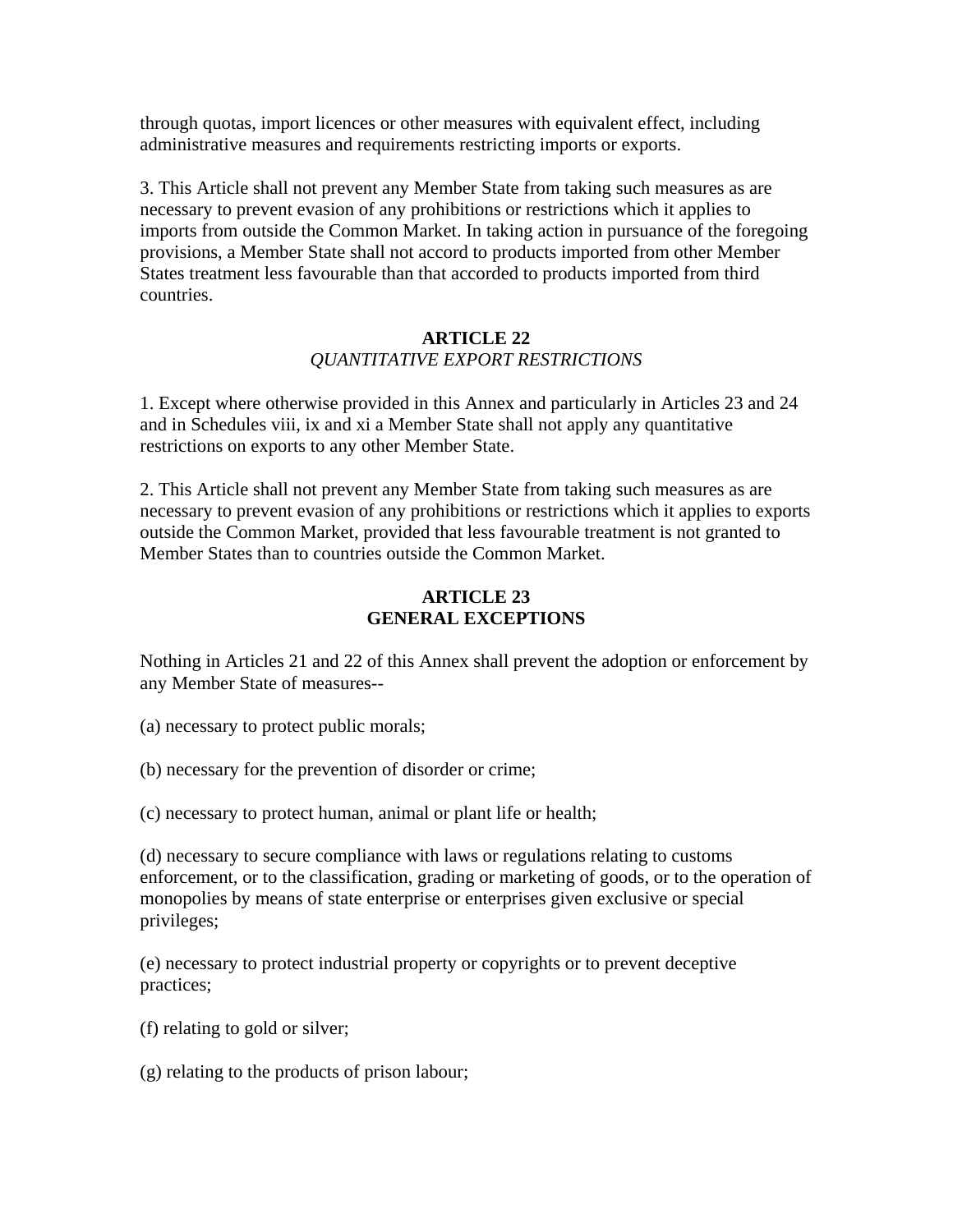through quotas, import licences or other measures with equivalent effect, including administrative measures and requirements restricting imports or exports.

3. This Article shall not prevent any Member State from taking such measures as are necessary to prevent evasion of any prohibitions or restrictions which it applies to imports from outside the Common Market. In taking action in pursuance of the foregoing provisions, a Member State shall not accord to products imported from other Member States treatment less favourable than that accorded to products imported from third countries.

### ARTICLE 22
*QUANTITATIVE EXPORT RESTRICTIONS*

1. Except where otherwise provided in this Annex and particularly in Articles 23 and 24 and in Schedules viii, ix and xi a Member State shall not apply any quantitative restrictions on exports to any other Member State.

2. This Article shall not prevent any Member State from taking such measures as are necessary to prevent evasion of any prohibitions or restrictions which it applies to exports outside the Common Market, provided that less favourable treatment is not granted to Member States than to countries outside the Common Market.

### ARTICLE 23
### GENERAL EXCEPTIONS

Nothing in Articles 21 and 22 of this Annex shall prevent the adoption or enforcement by any Member State of measures--

(a) necessary to protect public morals;

(b) necessary for the prevention of disorder or crime;

(c) necessary to protect human, animal or plant life or health;

(d) necessary to secure compliance with laws or regulations relating to customs enforcement, or to the classification, grading or marketing of goods, or to the operation of monopolies by means of state enterprise or enterprises given exclusive or special privileges;

(e) necessary to protect industrial property or copyrights or to prevent deceptive practices;

(f) relating to gold or silver;

(g) relating to the products of prison labour;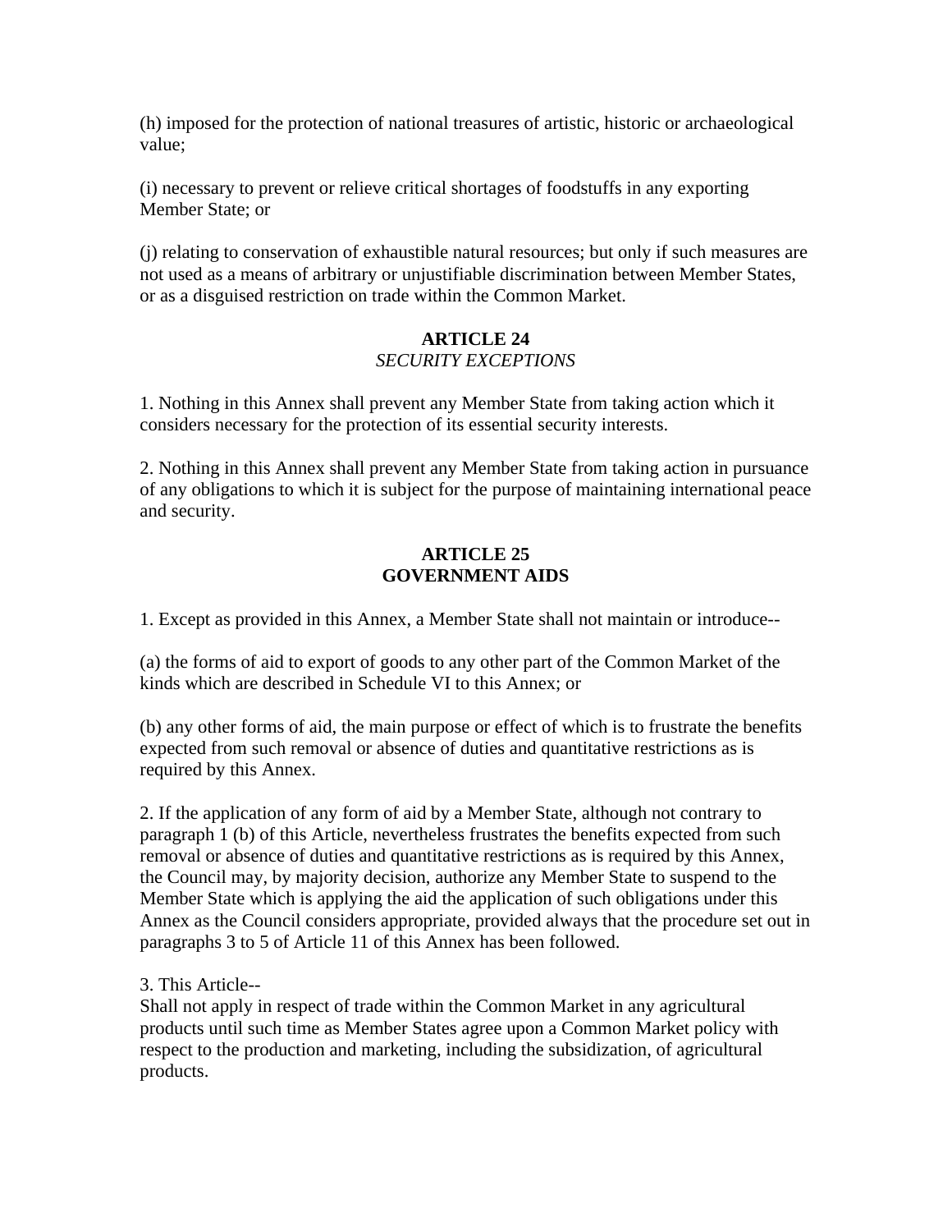(h) imposed for the protection of national treasures of artistic, historic or archaeological value;

(i) necessary to prevent or relieve critical shortages of foodstuffs in any exporting Member State; or

(j) relating to conservation of exhaustible natural resources; but only if such measures are not used as a means of arbitrary or unjustifiable discrimination between Member States, or as a disguised restriction on trade within the Common Market.

## ARTICLE 24
*SECURITY EXCEPTIONS*

1. Nothing in this Annex shall prevent any Member State from taking action which it considers necessary for the protection of its essential security interests.

2. Nothing in this Annex shall prevent any Member State from taking action in pursuance of any obligations to which it is subject for the purpose of maintaining international peace and security.

## ARTICLE 25
**GOVERNMENT AIDS**

1. Except as provided in this Annex, a Member State shall not maintain or introduce--

(a) the forms of aid to export of goods to any other part of the Common Market of the kinds which are described in Schedule VI to this Annex; or

(b) any other forms of aid, the main purpose or effect of which is to frustrate the benefits expected from such removal or absence of duties and quantitative restrictions as is required by this Annex.

2. If the application of any form of aid by a Member State, although not contrary to paragraph 1 (b) of this Article, nevertheless frustrates the benefits expected from such removal or absence of duties and quantitative restrictions as is required by this Annex, the Council may, by majority decision, authorize any Member State to suspend to the Member State which is applying the aid the application of such obligations under this Annex as the Council considers appropriate, provided always that the procedure set out in paragraphs 3 to 5 of Article 11 of this Annex has been followed.

3. This Article--
Shall not apply in respect of trade within the Common Market in any agricultural products until such time as Member States agree upon a Common Market policy with respect to the production and marketing, including the subsidization, of agricultural products.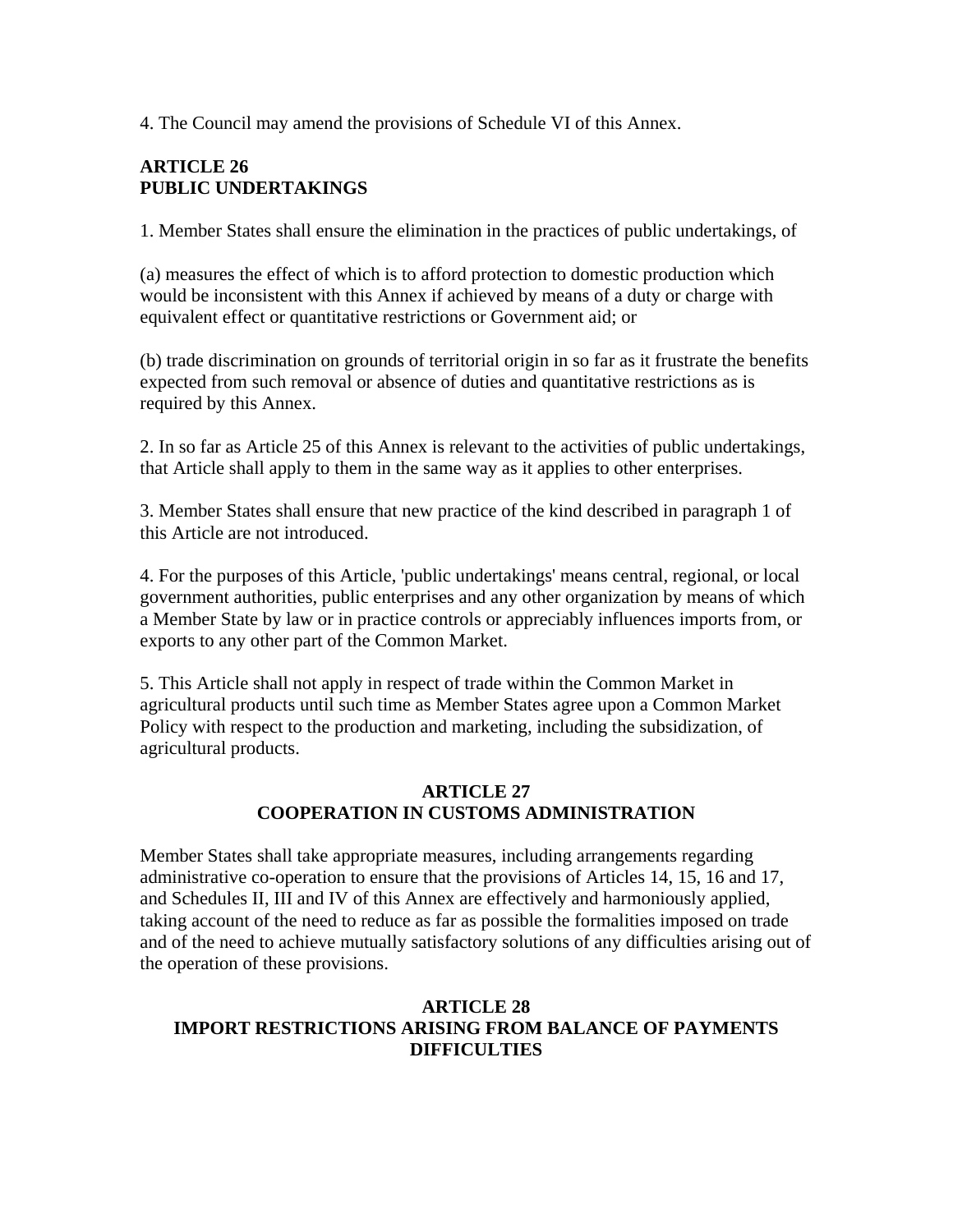4. The Council may amend the provisions of Schedule VI of this Annex.

**ARTICLE 26**
**PUBLIC UNDERTAKINGS**

1. Member States shall ensure the elimination in the practices of public undertakings, of

(a) measures the effect of which is to afford protection to domestic production which would be inconsistent with this Annex if achieved by means of a duty or charge with equivalent effect or quantitative restrictions or Government aid; or

(b) trade discrimination on grounds of territorial origin in so far as it frustrate the benefits expected from such removal or absence of duties and quantitative restrictions as is required by this Annex.

2. In so far as Article 25 of this Annex is relevant to the activities of public undertakings, that Article shall apply to them in the same way as it applies to other enterprises.

3. Member States shall ensure that new practice of the kind described in paragraph 1 of this Article are not introduced.

4. For the purposes of this Article, 'public undertakings' means central, regional, or local government authorities, public enterprises and any other organization by means of which a Member State by law or in practice controls or appreciably influences imports from, or exports to any other part of the Common Market.

5. This Article shall not apply in respect of trade within the Common Market in agricultural products until such time as Member States agree upon a Common Market Policy with respect to the production and marketing, including the subsidization, of agricultural products.

**ARTICLE 27**
**COOPERATION IN CUSTOMS ADMINISTRATION**

Member States shall take appropriate measures, including arrangements regarding administrative co-operation to ensure that the provisions of Articles 14, 15, 16 and 17, and Schedules II, III and IV of this Annex are effectively and harmoniously applied, taking account of the need to reduce as far as possible the formalities imposed on trade and of the need to achieve mutually satisfactory solutions of any difficulties arising out of the operation of these provisions.

**ARTICLE 28**
**IMPORT RESTRICTIONS ARISING FROM BALANCE OF PAYMENTS DIFFICULTIES**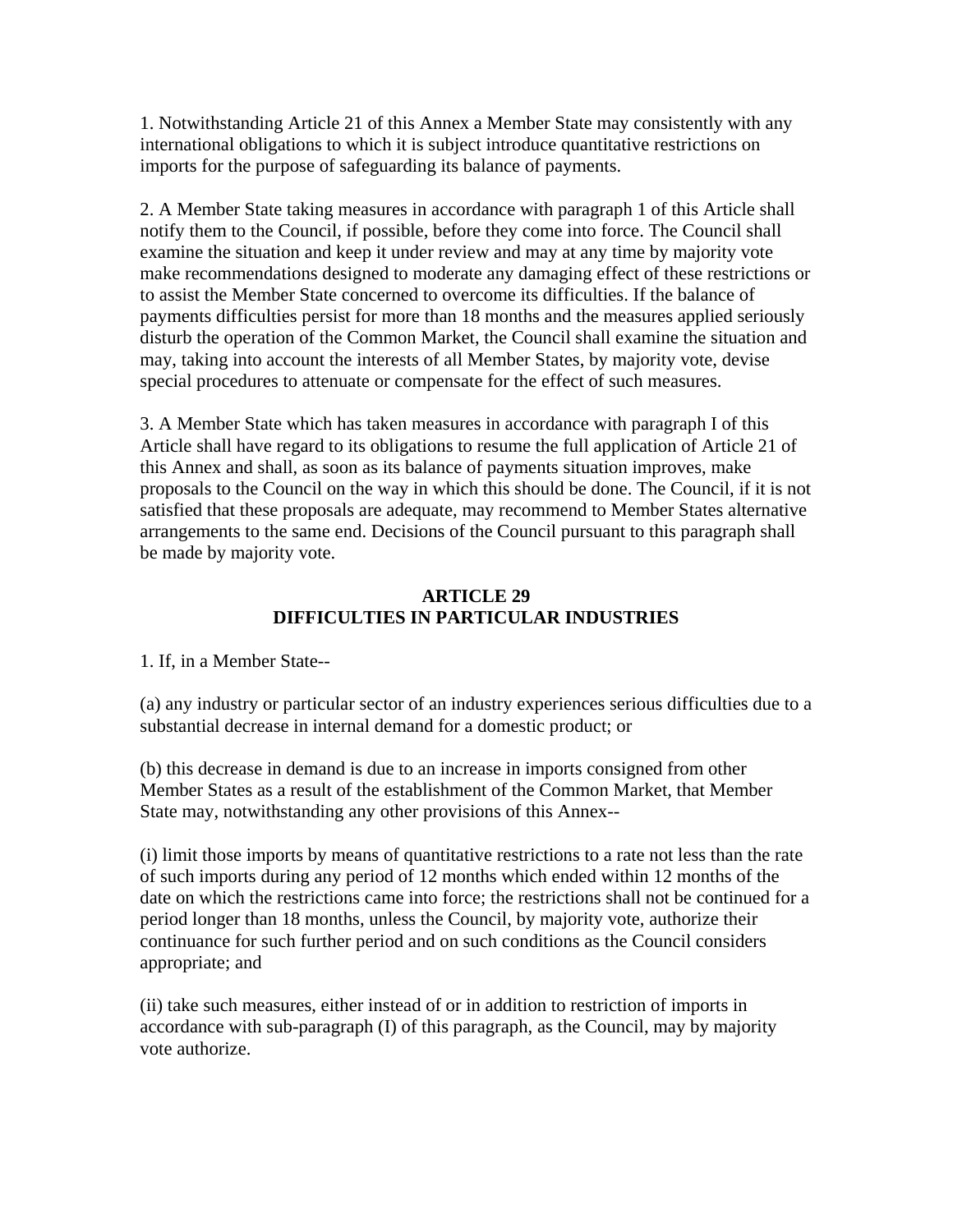1. Notwithstanding Article 21 of this Annex a Member State may consistently with any international obligations to which it is subject introduce quantitative restrictions on imports for the purpose of safeguarding its balance of payments.

2. A Member State taking measures in accordance with paragraph 1 of this Article shall notify them to the Council, if possible, before they come into force. The Council shall examine the situation and keep it under review and may at any time by majority vote make recommendations designed to moderate any damaging effect of these restrictions or to assist the Member State concerned to overcome its difficulties. If the balance of payments difficulties persist for more than 18 months and the measures applied seriously disturb the operation of the Common Market, the Council shall examine the situation and may, taking into account the interests of all Member States, by majority vote, devise special procedures to attenuate or compensate for the effect of such measures.

3. A Member State which has taken measures in accordance with paragraph I of this Article shall have regard to its obligations to resume the full application of Article 21 of this Annex and shall, as soon as its balance of payments situation improves, make proposals to the Council on the way in which this should be done. The Council, if it is not satisfied that these proposals are adequate, may recommend to Member States alternative arrangements to the same end. Decisions of the Council pursuant to this paragraph shall be made by majority vote.

### ARTICLE 29
### DIFFICULTIES IN PARTICULAR INDUSTRIES

1. If, in a Member State--

(a) any industry or particular sector of an industry experiences serious difficulties due to a substantial decrease in internal demand for a domestic product; or

(b) this decrease in demand is due to an increase in imports consigned from other Member States as a result of the establishment of the Common Market, that Member State may, notwithstanding any other provisions of this Annex--

(i) limit those imports by means of quantitative restrictions to a rate not less than the rate of such imports during any period of 12 months which ended within 12 months of the date on which the restrictions came into force; the restrictions shall not be continued for a period longer than 18 months, unless the Council, by majority vote, authorize their continuance for such further period and on such conditions as the Council considers appropriate; and

(ii) take such measures, either instead of or in addition to restriction of imports in accordance with sub-paragraph (I) of this paragraph, as the Council, may by majority vote authorize.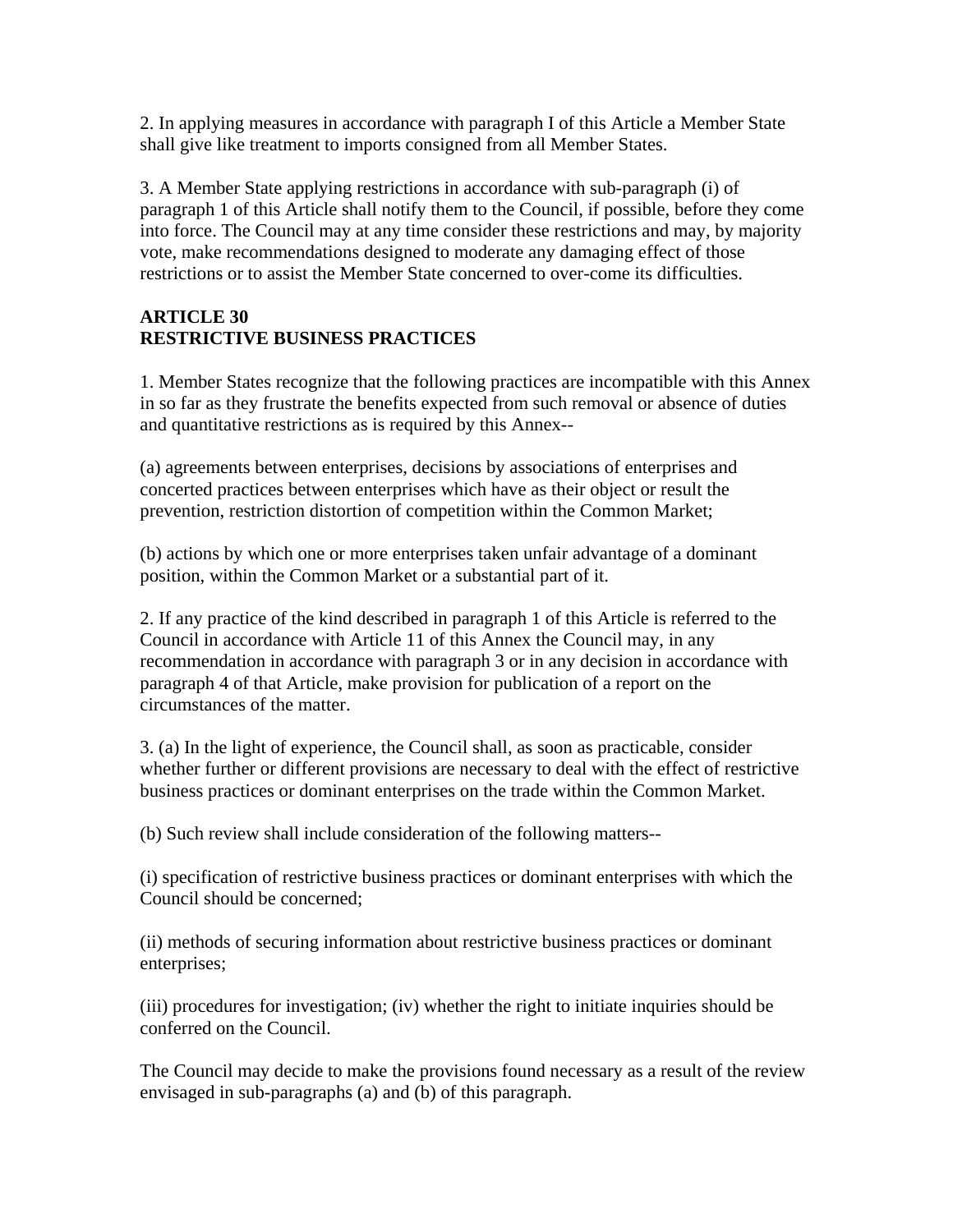2. In applying measures in accordance with paragraph I of this Article a Member State shall give like treatment to imports consigned from all Member States.

3. A Member State applying restrictions in accordance with sub-paragraph (i) of paragraph 1 of this Article shall notify them to the Council, if possible, before they come into force. The Council may at any time consider these restrictions and may, by majority vote, make recommendations designed to moderate any damaging effect of those restrictions or to assist the Member State concerned to over-come its difficulties.

**ARTICLE 30**
**RESTRICTIVE BUSINESS PRACTICES**

1. Member States recognize that the following practices are incompatible with this Annex in so far as they frustrate the benefits expected from such removal or absence of duties and quantitative restrictions as is required by this Annex--

(a) agreements between enterprises, decisions by associations of enterprises and concerted practices between enterprises which have as their object or result the prevention, restriction distortion of competition within the Common Market;

(b) actions by which one or more enterprises taken unfair advantage of a dominant position, within the Common Market or a substantial part of it.

2. If any practice of the kind described in paragraph 1 of this Article is referred to the Council in accordance with Article 11 of this Annex the Council may, in any recommendation in accordance with paragraph 3 or in any decision in accordance with paragraph 4 of that Article, make provision for publication of a report on the circumstances of the matter.

3. (a) In the light of experience, the Council shall, as soon as practicable, consider whether further or different provisions are necessary to deal with the effect of restrictive business practices or dominant enterprises on the trade within the Common Market.

(b) Such review shall include consideration of the following matters--

(i) specification of restrictive business practices or dominant enterprises with which the Council should be concerned;

(ii) methods of securing information about restrictive business practices or dominant enterprises;

(iii) procedures for investigation; (iv) whether the right to initiate inquiries should be conferred on the Council.

The Council may decide to make the provisions found necessary as a result of the review envisaged in sub-paragraphs (a) and (b) of this paragraph.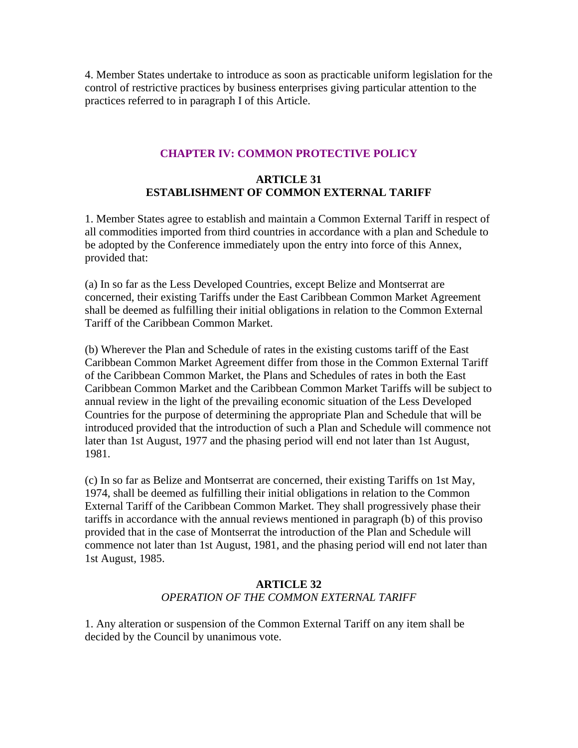4. Member States undertake to introduce as soon as practicable uniform legislation for the control of restrictive practices by business enterprises giving particular attention to the practices referred to in paragraph I of this Article.

## CHAPTER IV: COMMON PROTECTIVE POLICY

### ARTICLE 31
### ESTABLISHMENT OF COMMON EXTERNAL TARIFF

1. Member States agree to establish and maintain a Common External Tariff in respect of all commodities imported from third countries in accordance with a plan and Schedule to be adopted by the Conference immediately upon the entry into force of this Annex, provided that:

(a) In so far as the Less Developed Countries, except Belize and Montserrat are concerned, their existing Tariffs under the East Caribbean Common Market Agreement shall be deemed as fulfilling their initial obligations in relation to the Common External Tariff of the Caribbean Common Market.

(b) Wherever the Plan and Schedule of rates in the existing customs tariff of the East Caribbean Common Market Agreement differ from those in the Common External Tariff of the Caribbean Common Market, the Plans and Schedules of rates in both the East Caribbean Common Market and the Caribbean Common Market Tariffs will be subject to annual review in the light of the prevailing economic situation of the Less Developed Countries for the purpose of determining the appropriate Plan and Schedule that will be introduced provided that the introduction of such a Plan and Schedule will commence not later than 1st August, 1977 and the phasing period will end not later than 1st August, 1981.

(c) In so far as Belize and Montserrat are concerned, their existing Tariffs on 1st May, 1974, shall be deemed as fulfilling their initial obligations in relation to the Common External Tariff of the Caribbean Common Market. They shall progressively phase their tariffs in accordance with the annual reviews mentioned in paragraph (b) of this proviso provided that in the case of Montserrat the introduction of the Plan and Schedule will commence not later than 1st August, 1981, and the phasing period will end not later than 1st August, 1985.

### ARTICLE 32
### *OPERATION OF THE COMMON EXTERNAL TARIFF*

1. Any alteration or suspension of the Common External Tariff on any item shall be decided by the Council by unanimous vote.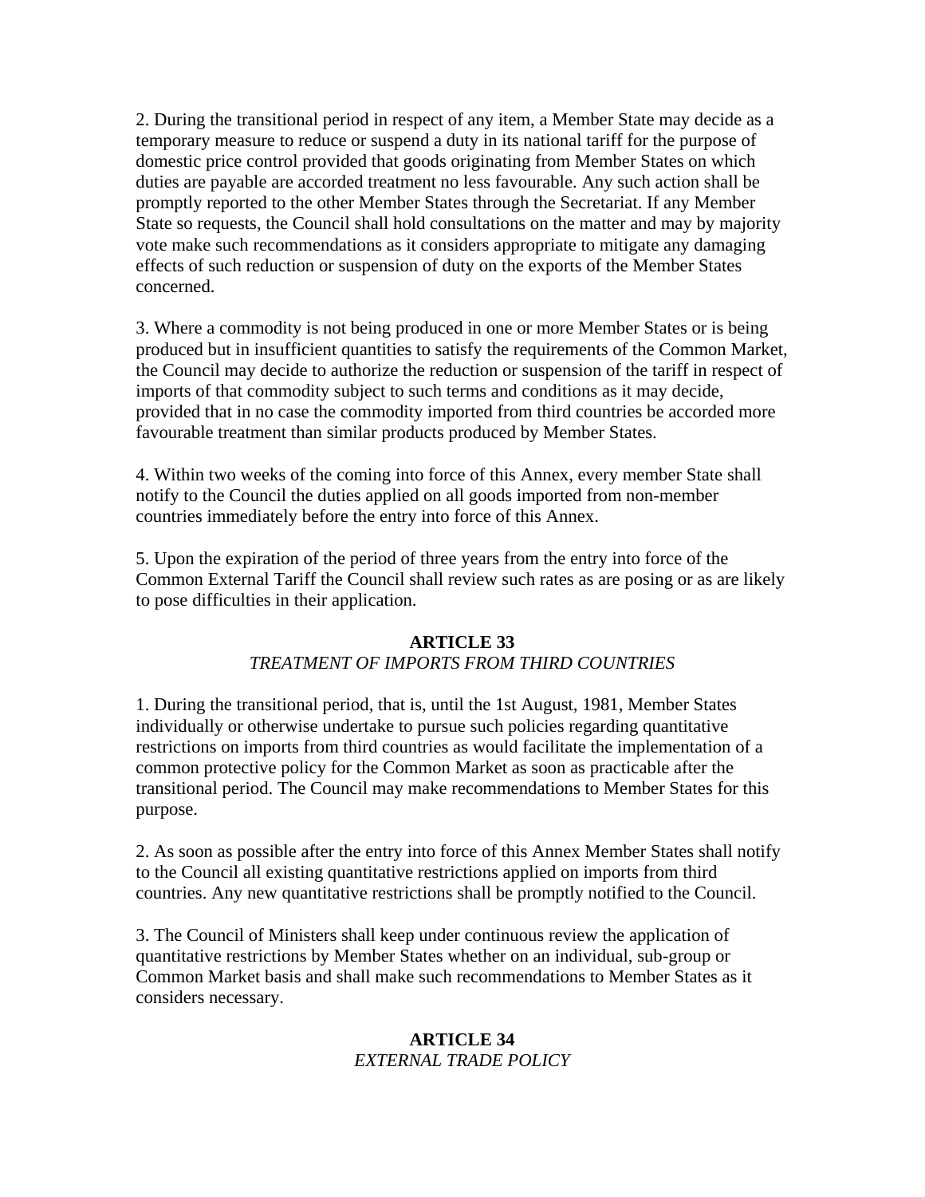2. During the transitional period in respect of any item, a Member State may decide as a temporary measure to reduce or suspend a duty in its national tariff for the purpose of domestic price control provided that goods originating from Member States on which duties are payable are accorded treatment no less favourable. Any such action shall be promptly reported to the other Member States through the Secretariat. If any Member State so requests, the Council shall hold consultations on the matter and may by majority vote make such recommendations as it considers appropriate to mitigate any damaging effects of such reduction or suspension of duty on the exports of the Member States concerned.

3. Where a commodity is not being produced in one or more Member States or is being produced but in insufficient quantities to satisfy the requirements of the Common Market, the Council may decide to authorize the reduction or suspension of the tariff in respect of imports of that commodity subject to such terms and conditions as it may decide, provided that in no case the commodity imported from third countries be accorded more favourable treatment than similar products produced by Member States.

4. Within two weeks of the coming into force of this Annex, every member State shall notify to the Council the duties applied on all goods imported from non-member countries immediately before the entry into force of this Annex.

5. Upon the expiration of the period of three years from the entry into force of the Common External Tariff the Council shall review such rates as are posing or as are likely to pose difficulties in their application.

## ARTICLE 33
*TREATMENT OF IMPORTS FROM THIRD COUNTRIES*

1. During the transitional period, that is, until the 1st August, 1981, Member States individually or otherwise undertake to pursue such policies regarding quantitative restrictions on imports from third countries as would facilitate the implementation of a common protective policy for the Common Market as soon as practicable after the transitional period. The Council may make recommendations to Member States for this purpose.

2. As soon as possible after the entry into force of this Annex Member States shall notify to the Council all existing quantitative restrictions applied on imports from third countries. Any new quantitative restrictions shall be promptly notified to the Council.

3. The Council of Ministers shall keep under continuous review the application of quantitative restrictions by Member States whether on an individual, sub-group or Common Market basis and shall make such recommendations to Member States as it considers necessary.

## ARTICLE 34
*EXTERNAL TRADE POLICY*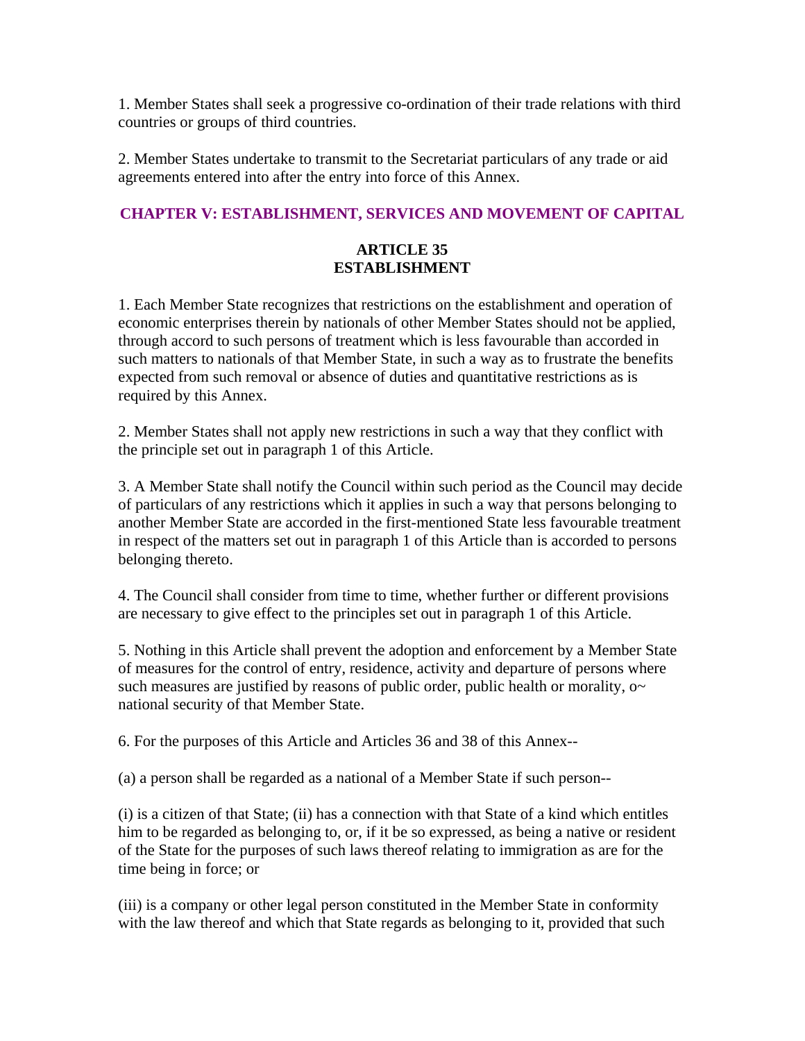1. Member States shall seek a progressive co-ordination of their trade relations with third countries or groups of third countries.

2. Member States undertake to transmit to the Secretariat particulars of any trade or aid agreements entered into after the entry into force of this Annex.

## CHAPTER V: ESTABLISHMENT, SERVICES AND MOVEMENT OF CAPITAL

### ARTICLE 35
### ESTABLISHMENT

1. Each Member State recognizes that restrictions on the establishment and operation of economic enterprises therein by nationals of other Member States should not be applied, through accord to such persons of treatment which is less favourable than accorded in such matters to nationals of that Member State, in such a way as to frustrate the benefits expected from such removal or absence of duties and quantitative restrictions as is required by this Annex.

2. Member States shall not apply new restrictions in such a way that they conflict with the principle set out in paragraph 1 of this Article.

3. A Member State shall notify the Council within such period as the Council may decide of particulars of any restrictions which it applies in such a way that persons belonging to another Member State are accorded in the first-mentioned State less favourable treatment in respect of the matters set out in paragraph 1 of this Article than is accorded to persons belonging thereto.

4. The Council shall consider from time to time, whether further or different provisions are necessary to give effect to the principles set out in paragraph 1 of this Article.

5. Nothing in this Article shall prevent the adoption and enforcement by a Member State of measures for the control of entry, residence, activity and departure of persons where such measures are justified by reasons of public order, public health or morality, o~ national security of that Member State.

6. For the purposes of this Article and Articles 36 and 38 of this Annex--

(a) a person shall be regarded as a national of a Member State if such person--

(i) is a citizen of that State; (ii) has a connection with that State of a kind which entitles him to be regarded as belonging to, or, if it be so expressed, as being a native or resident of the State for the purposes of such laws thereof relating to immigration as are for the time being in force; or

(iii) is a company or other legal person constituted in the Member State in conformity with the law thereof and which that State regards as belonging to it, provided that such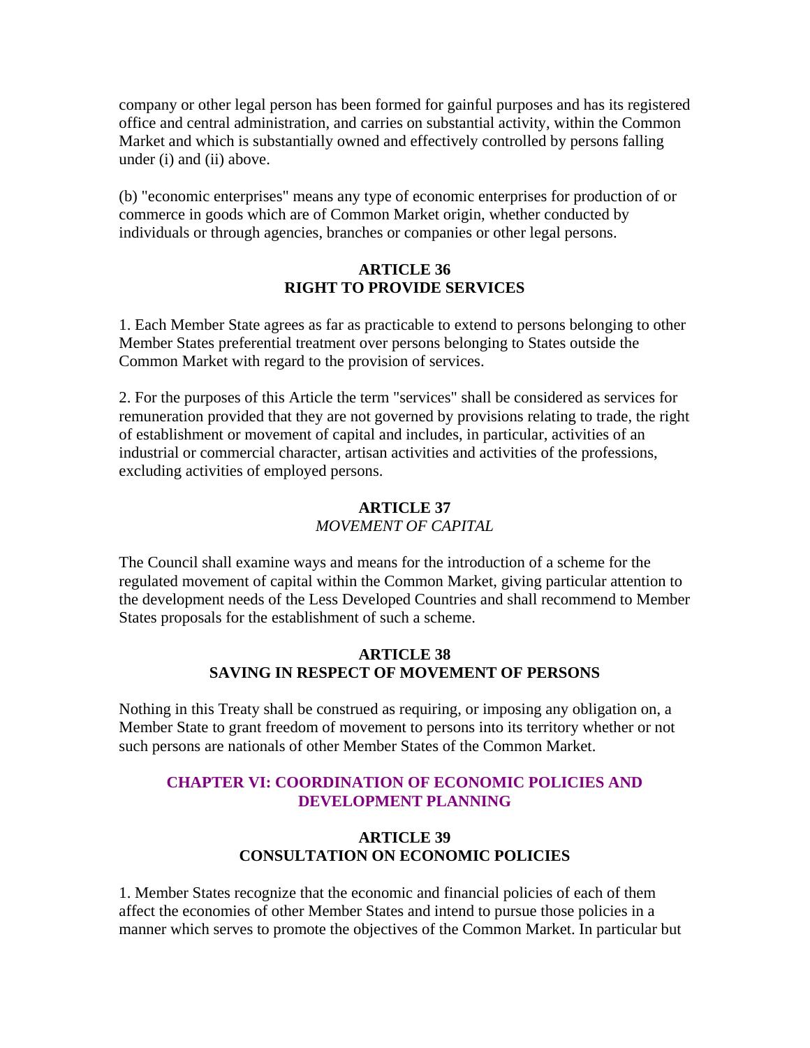company or other legal person has been formed for gainful purposes and has its registered office and central administration, and carries on substantial activity, within the Common Market and which is substantially owned and effectively controlled by persons falling under (i) and (ii) above.

(b) "economic enterprises" means any type of economic enterprises for production of or commerce in goods which are of Common Market origin, whether conducted by individuals or through agencies, branches or companies or other legal persons.

### ARTICLE 36
### RIGHT TO PROVIDE SERVICES

1. Each Member State agrees as far as practicable to extend to persons belonging to other Member States preferential treatment over persons belonging to States outside the Common Market with regard to the provision of services.

2. For the purposes of this Article the term "services" shall be considered as services for remuneration provided that they are not governed by provisions relating to trade, the right of establishment or movement of capital and includes, in particular, activities of an industrial or commercial character, artisan activities and activities of the professions, excluding activities of employed persons.

### ARTICLE 37
### *MOVEMENT OF CAPITAL*

The Council shall examine ways and means for the introduction of a scheme for the regulated movement of capital within the Common Market, giving particular attention to the development needs of the Less Developed Countries and shall recommend to Member States proposals for the establishment of such a scheme.

### ARTICLE 38
### SAVING IN RESPECT OF MOVEMENT OF PERSONS

Nothing in this Treaty shall be construed as requiring, or imposing any obligation on, a Member State to grant freedom of movement to persons into its territory whether or not such persons are nationals of other Member States of the Common Market.

## CHAPTER VI: COORDINATION OF ECONOMIC POLICIES AND DEVELOPMENT PLANNING

### ARTICLE 39
### CONSULTATION ON ECONOMIC POLICIES

1. Member States recognize that the economic and financial policies of each of them affect the economies of other Member States and intend to pursue those policies in a manner which serves to promote the objectives of the Common Market. In particular but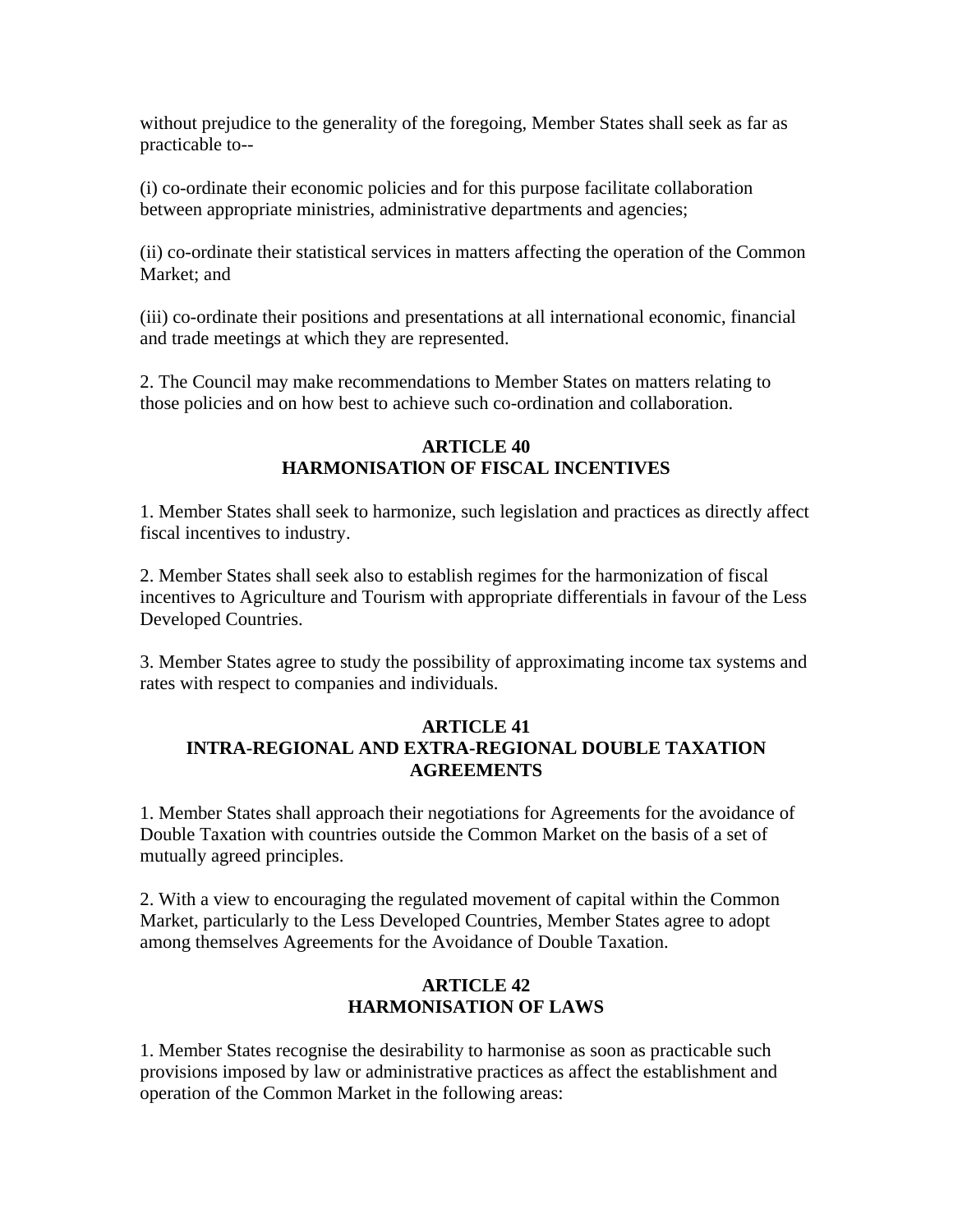without prejudice to the generality of the foregoing, Member States shall seek as far as practicable to--

(i) co-ordinate their economic policies and for this purpose facilitate collaboration between appropriate ministries, administrative departments and agencies;

(ii) co-ordinate their statistical services in matters affecting the operation of the Common Market; and

(iii) co-ordinate their positions and presentations at all international economic, financial and trade meetings at which they are represented.

2. The Council may make recommendations to Member States on matters relating to those policies and on how best to achieve such co-ordination and collaboration.

## ARTICLE 40
## HARMONISATION OF FISCAL INCENTIVES

1. Member States shall seek to harmonize, such legislation and practices as directly affect fiscal incentives to industry.

2. Member States shall seek also to establish regimes for the harmonization of fiscal incentives to Agriculture and Tourism with appropriate differentials in favour of the Less Developed Countries.

3. Member States agree to study the possibility of approximating income tax systems and rates with respect to companies and individuals.

## ARTICLE 41
## INTRA-REGIONAL AND EXTRA-REGIONAL DOUBLE TAXATION AGREEMENTS

1. Member States shall approach their negotiations for Agreements for the avoidance of Double Taxation with countries outside the Common Market on the basis of a set of mutually agreed principles.

2. With a view to encouraging the regulated movement of capital within the Common Market, particularly to the Less Developed Countries, Member States agree to adopt among themselves Agreements for the Avoidance of Double Taxation.

## ARTICLE 42
## HARMONISATION OF LAWS

1. Member States recognise the desirability to harmonise as soon as practicable such provisions imposed by law or administrative practices as affect the establishment and operation of the Common Market in the following areas: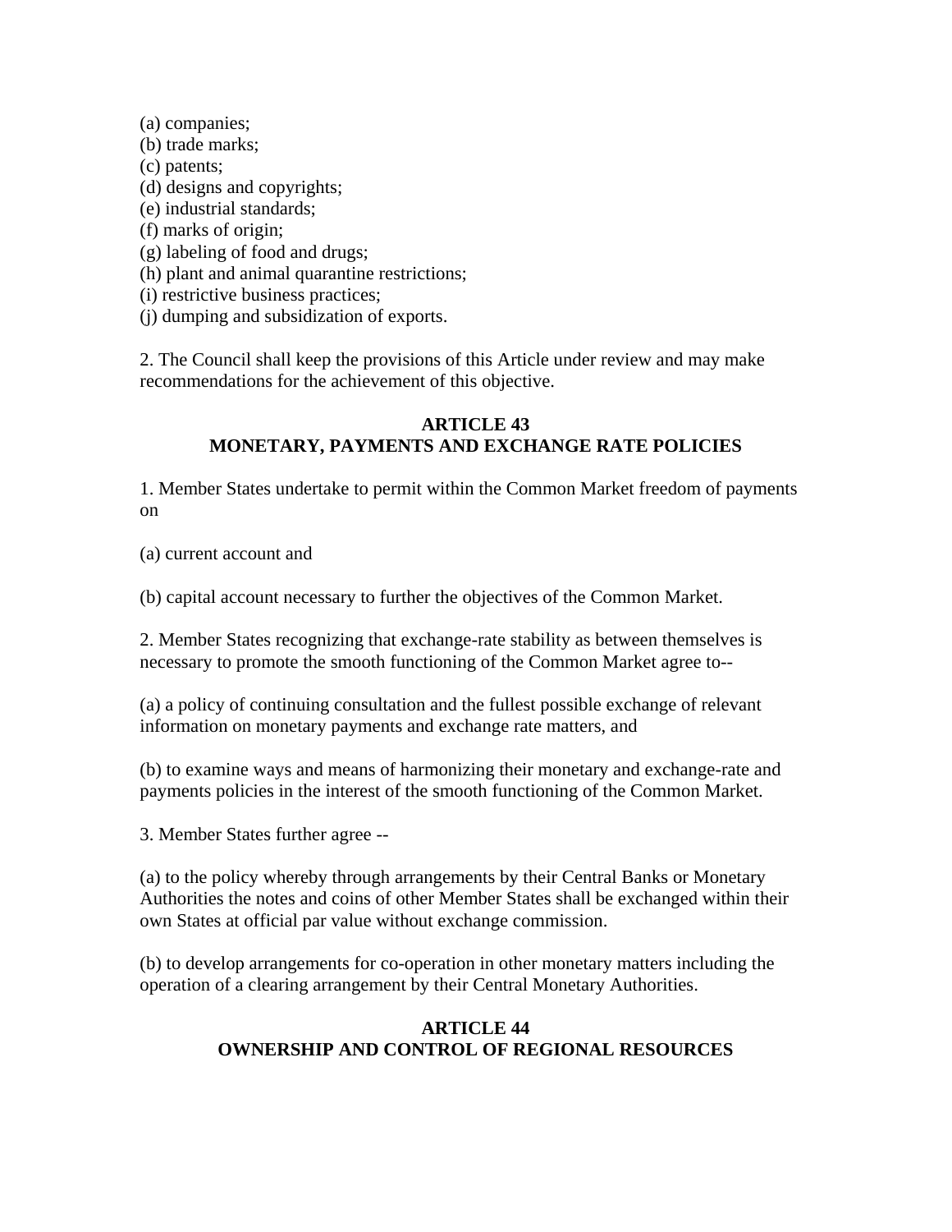(a) companies;
(b) trade marks;
(c) patents;
(d) designs and copyrights;
(e) industrial standards;
(f) marks of origin;
(g) labeling of food and drugs;
(h) plant and animal quarantine restrictions;
(i) restrictive business practices;
(j) dumping and subsidization of exports.

2. The Council shall keep the provisions of this Article under review and may make recommendations for the achievement of this objective.

### ARTICLE 43
### MONETARY, PAYMENTS AND EXCHANGE RATE POLICIES

1. Member States undertake to permit within the Common Market freedom of payments on

(a) current account and

(b) capital account necessary to further the objectives of the Common Market.

2. Member States recognizing that exchange-rate stability as between themselves is necessary to promote the smooth functioning of the Common Market agree to--

(a) a policy of continuing consultation and the fullest possible exchange of relevant information on monetary payments and exchange rate matters, and

(b) to examine ways and means of harmonizing their monetary and exchange-rate and payments policies in the interest of the smooth functioning of the Common Market.

3. Member States further agree --

(a) to the policy whereby through arrangements by their Central Banks or Monetary Authorities the notes and coins of other Member States shall be exchanged within their own States at official par value without exchange commission.

(b) to develop arrangements for co-operation in other monetary matters including the operation of a clearing arrangement by their Central Monetary Authorities.

### ARTICLE 44
### OWNERSHIP AND CONTROL OF REGIONAL RESOURCES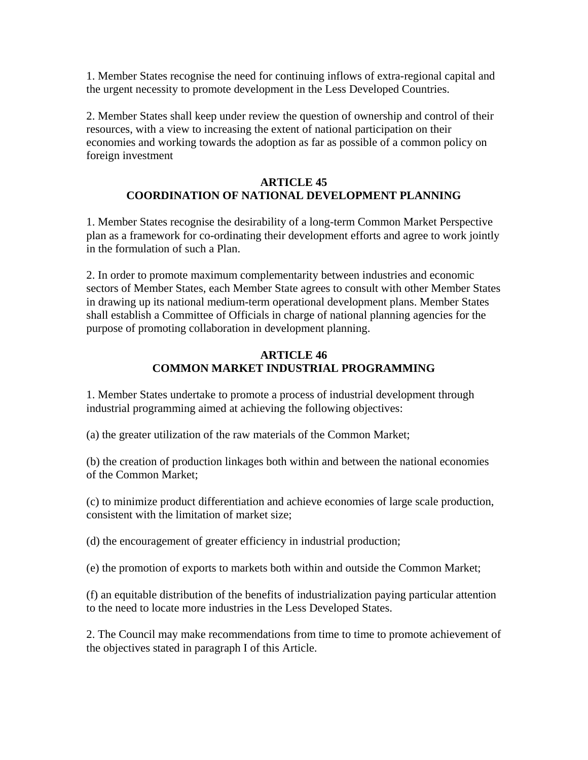1. Member States recognise the need for continuing inflows of extra-regional capital and the urgent necessity to promote development in the Less Developed Countries.

2. Member States shall keep under review the question of ownership and control of their resources, with a view to increasing the extent of national participation on their economies and working towards the adoption as far as possible of a common policy on foreign investment

**ARTICLE 45**
**COORDINATION OF NATIONAL DEVELOPMENT PLANNING**

1. Member States recognise the desirability of a long-term Common Market Perspective plan as a framework for co-ordinating their development efforts and agree to work jointly in the formulation of such a Plan.

2. In order to promote maximum complementarity between industries and economic sectors of Member States, each Member State agrees to consult with other Member States in drawing up its national medium-term operational development plans. Member States shall establish a Committee of Officials in charge of national planning agencies for the purpose of promoting collaboration in development planning.

**ARTICLE 46**
**COMMON MARKET INDUSTRIAL PROGRAMMING**

1. Member States undertake to promote a process of industrial development through industrial programming aimed at achieving the following objectives:

(a) the greater utilization of the raw materials of the Common Market;

(b) the creation of production linkages both within and between the national economies of the Common Market;

(c) to minimize product differentiation and achieve economies of large scale production, consistent with the limitation of market size;

(d) the encouragement of greater efficiency in industrial production;

(e) the promotion of exports to markets both within and outside the Common Market;

(f) an equitable distribution of the benefits of industrialization paying particular attention to the need to locate more industries in the Less Developed States.

2. The Council may make recommendations from time to time to promote achievement of the objectives stated in paragraph I of this Article.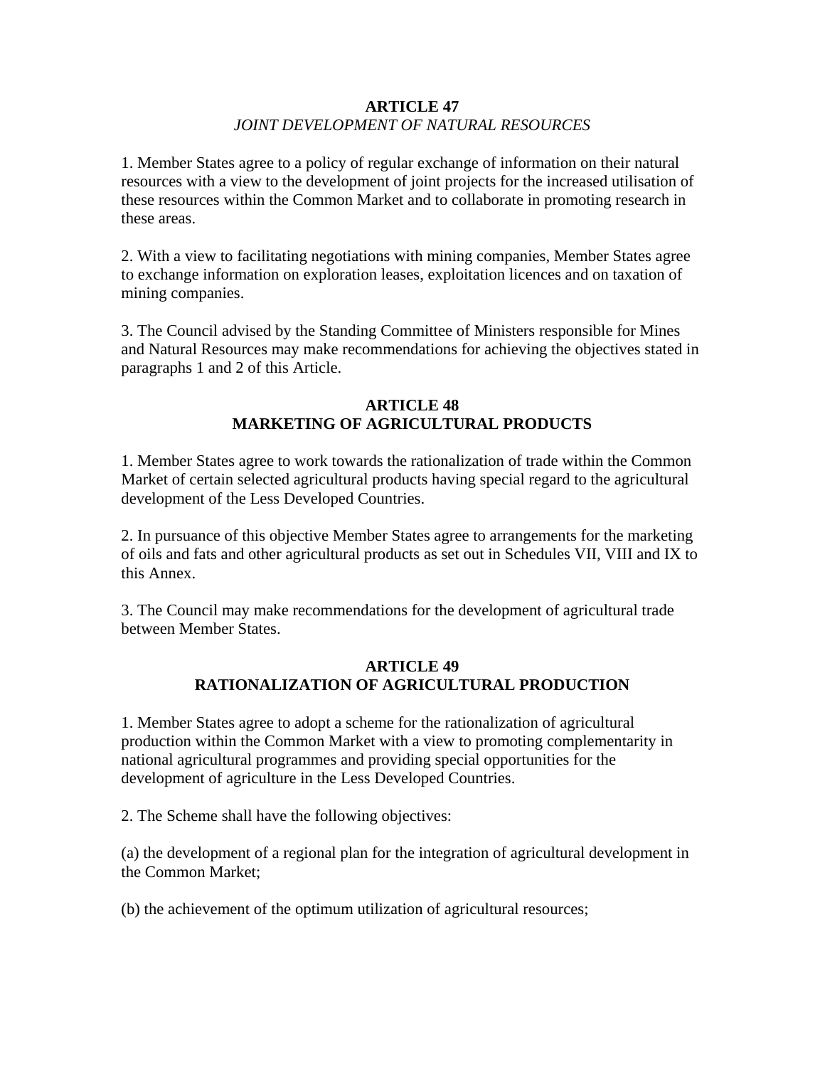**ARTICLE 47**
*JOINT DEVELOPMENT OF NATURAL RESOURCES*

1. Member States agree to a policy of regular exchange of information on their natural resources with a view to the development of joint projects for the increased utilisation of these resources within the Common Market and to collaborate in promoting research in these areas.

2. With a view to facilitating negotiations with mining companies, Member States agree to exchange information on exploration leases, exploitation licences and on taxation of mining companies.

3. The Council advised by the Standing Committee of Ministers responsible for Mines and Natural Resources may make recommendations for achieving the objectives stated in paragraphs 1 and 2 of this Article.

**ARTICLE 48**
**MARKETING OF AGRICULTURAL PRODUCTS**

1. Member States agree to work towards the rationalization of trade within the Common Market of certain selected agricultural products having special regard to the agricultural development of the Less Developed Countries.

2. In pursuance of this objective Member States agree to arrangements for the marketing of oils and fats and other agricultural products as set out in Schedules VII, VIII and IX to this Annex.

3. The Council may make recommendations for the development of agricultural trade between Member States.

**ARTICLE 49**
**RATIONALIZATION OF AGRICULTURAL PRODUCTION**

1. Member States agree to adopt a scheme for the rationalization of agricultural production within the Common Market with a view to promoting complementarity in national agricultural programmes and providing special opportunities for the development of agriculture in the Less Developed Countries.

2. The Scheme shall have the following objectives:

(a) the development of a regional plan for the integration of agricultural development in the Common Market;

(b) the achievement of the optimum utilization of agricultural resources;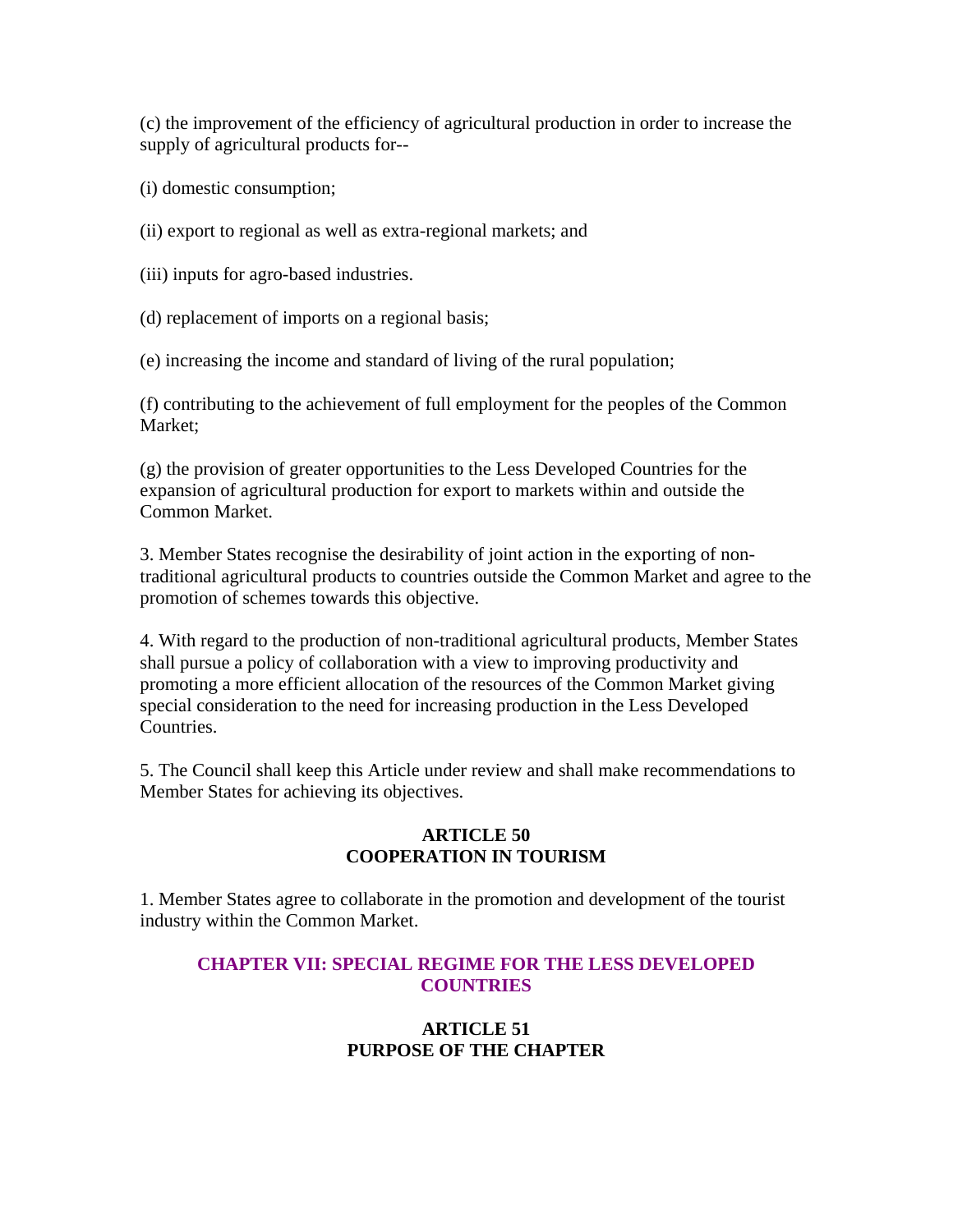(c) the improvement of the efficiency of agricultural production in order to increase the supply of agricultural products for--

(i) domestic consumption;

(ii) export to regional as well as extra-regional markets; and

(iii) inputs for agro-based industries.

(d) replacement of imports on a regional basis;

(e) increasing the income and standard of living of the rural population;

(f) contributing to the achievement of full employment for the peoples of the Common Market;

(g) the provision of greater opportunities to the Less Developed Countries for the expansion of agricultural production for export to markets within and outside the Common Market.

3. Member States recognise the desirability of joint action in the exporting of non-traditional agricultural products to countries outside the Common Market and agree to the promotion of schemes towards this objective.

4. With regard to the production of non-traditional agricultural products, Member States shall pursue a policy of collaboration with a view to improving productivity and promoting a more efficient allocation of the resources of the Common Market giving special consideration to the need for increasing production in the Less Developed Countries.

5. The Council shall keep this Article under review and shall make recommendations to Member States for achieving its objectives.

### ARTICLE 50
### COOPERATION IN TOURISM

1. Member States agree to collaborate in the promotion and development of the tourist industry within the Common Market.

## CHAPTER VII: SPECIAL REGIME FOR THE LESS DEVELOPED COUNTRIES

### ARTICLE 51
### PURPOSE OF THE CHAPTER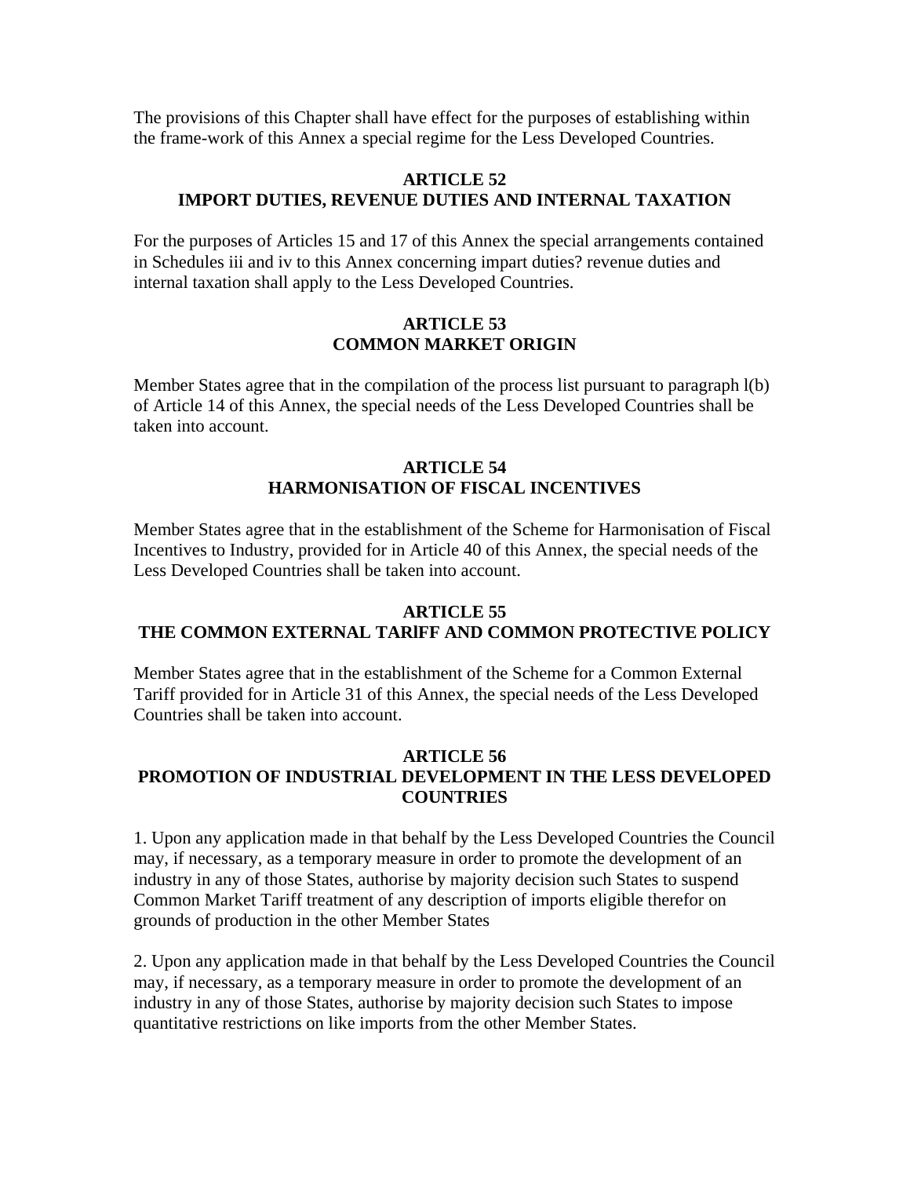The provisions of this Chapter shall have effect for the purposes of establishing within the frame-work of this Annex a special regime for the Less Developed Countries.

### ARTICLE 52
### IMPORT DUTIES, REVENUE DUTIES AND INTERNAL TAXATION

For the purposes of Articles 15 and 17 of this Annex the special arrangements contained in Schedules iii and iv to this Annex concerning impart duties? revenue duties and internal taxation shall apply to the Less Developed Countries.

### ARTICLE 53
### COMMON MARKET ORIGIN

Member States agree that in the compilation of the process list pursuant to paragraph l(b) of Article 14 of this Annex, the special needs of the Less Developed Countries shall be taken into account.

### ARTICLE 54
### HARMONISATION OF FISCAL INCENTIVES

Member States agree that in the establishment of the Scheme for Harmonisation of Fiscal Incentives to Industry, provided for in Article 40 of this Annex, the special needs of the Less Developed Countries shall be taken into account.

### ARTICLE 55
### THE COMMON EXTERNAL TARlFF AND COMMON PROTECTIVE POLICY

Member States agree that in the establishment of the Scheme for a Common External Tariff provided for in Article 31 of this Annex, the special needs of the Less Developed Countries shall be taken into account.

### ARTICLE 56
### PROMOTION OF INDUSTRIAL DEVELOPMENT IN THE LESS DEVELOPED COUNTRIES

1. Upon any application made in that behalf by the Less Developed Countries the Council may, if necessary, as a temporary measure in order to promote the development of an industry in any of those States, authorise by majority decision such States to suspend Common Market Tariff treatment of any description of imports eligible therefor on grounds of production in the other Member States

2. Upon any application made in that behalf by the Less Developed Countries the Council may, if necessary, as a temporary measure in order to promote the development of an industry in any of those States, authorise by majority decision such States to impose quantitative restrictions on like imports from the other Member States.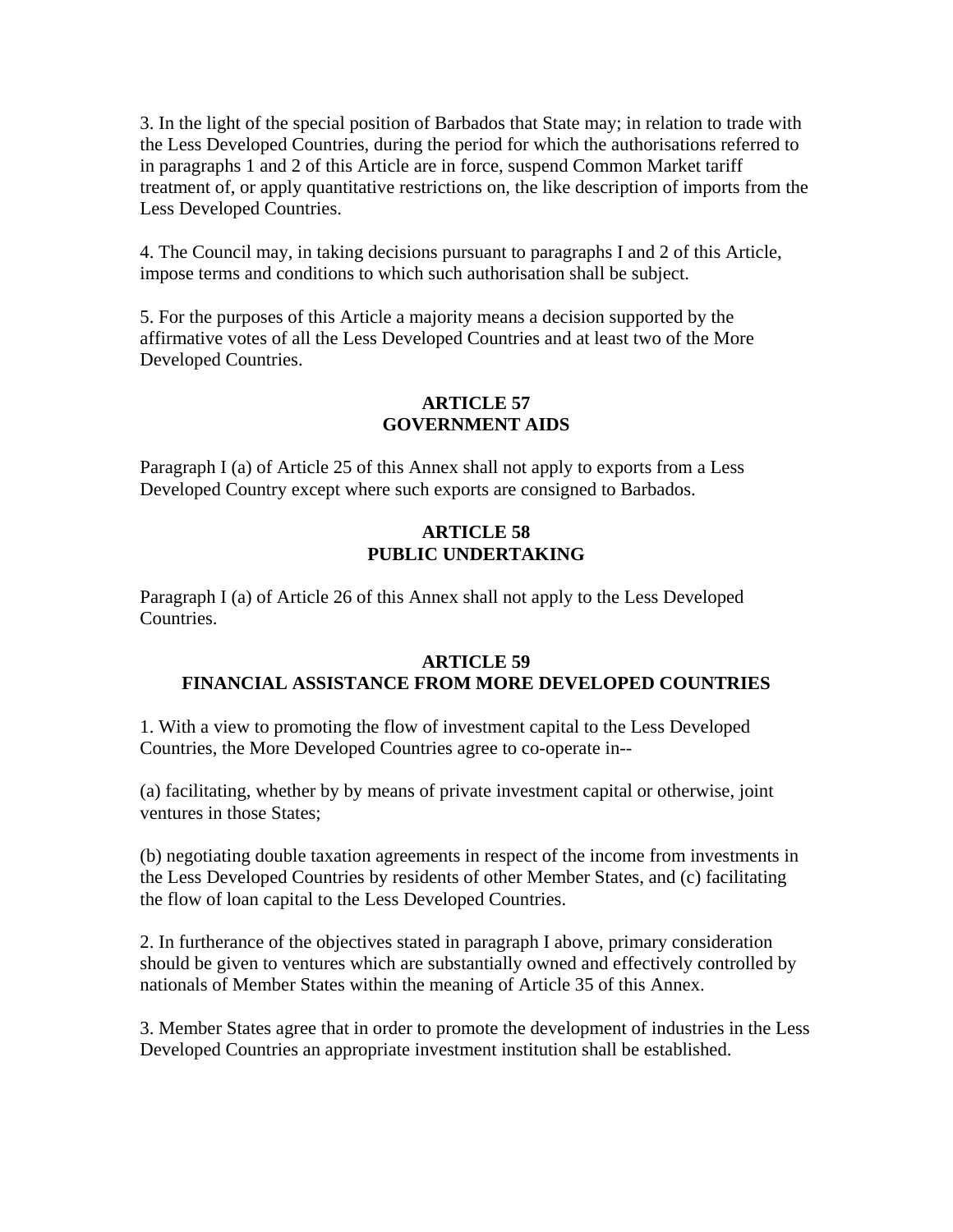3. In the light of the special position of Barbados that State may; in relation to trade with the Less Developed Countries, during the period for which the authorisations referred to in paragraphs 1 and 2 of this Article are in force, suspend Common Market tariff treatment of, or apply quantitative restrictions on, the like description of imports from the Less Developed Countries.

4. The Council may, in taking decisions pursuant to paragraphs I and 2 of this Article, impose terms and conditions to which such authorisation shall be subject.

5. For the purposes of this Article a majority means a decision supported by the affirmative votes of all the Less Developed Countries and at least two of the More Developed Countries.

**ARTICLE 57**
**GOVERNMENT AIDS**

Paragraph I (a) of Article 25 of this Annex shall not apply to exports from a Less Developed Country except where such exports are consigned to Barbados.

**ARTICLE 58**
**PUBLIC UNDERTAKING**

Paragraph I (a) of Article 26 of this Annex shall not apply to the Less Developed Countries.

**ARTICLE 59**
**FINANCIAL ASSISTANCE FROM MORE DEVELOPED COUNTRIES**

1. With a view to promoting the flow of investment capital to the Less Developed Countries, the More Developed Countries agree to co-operate in--

(a) facilitating, whether by by means of private investment capital or otherwise, joint ventures in those States;

(b) negotiating double taxation agreements in respect of the income from investments in the Less Developed Countries by residents of other Member States, and (c) facilitating the flow of loan capital to the Less Developed Countries.

2. In furtherance of the objectives stated in paragraph I above, primary consideration should be given to ventures which are substantially owned and effectively controlled by nationals of Member States within the meaning of Article 35 of this Annex.

3. Member States agree that in order to promote the development of industries in the Less Developed Countries an appropriate investment institution shall be established.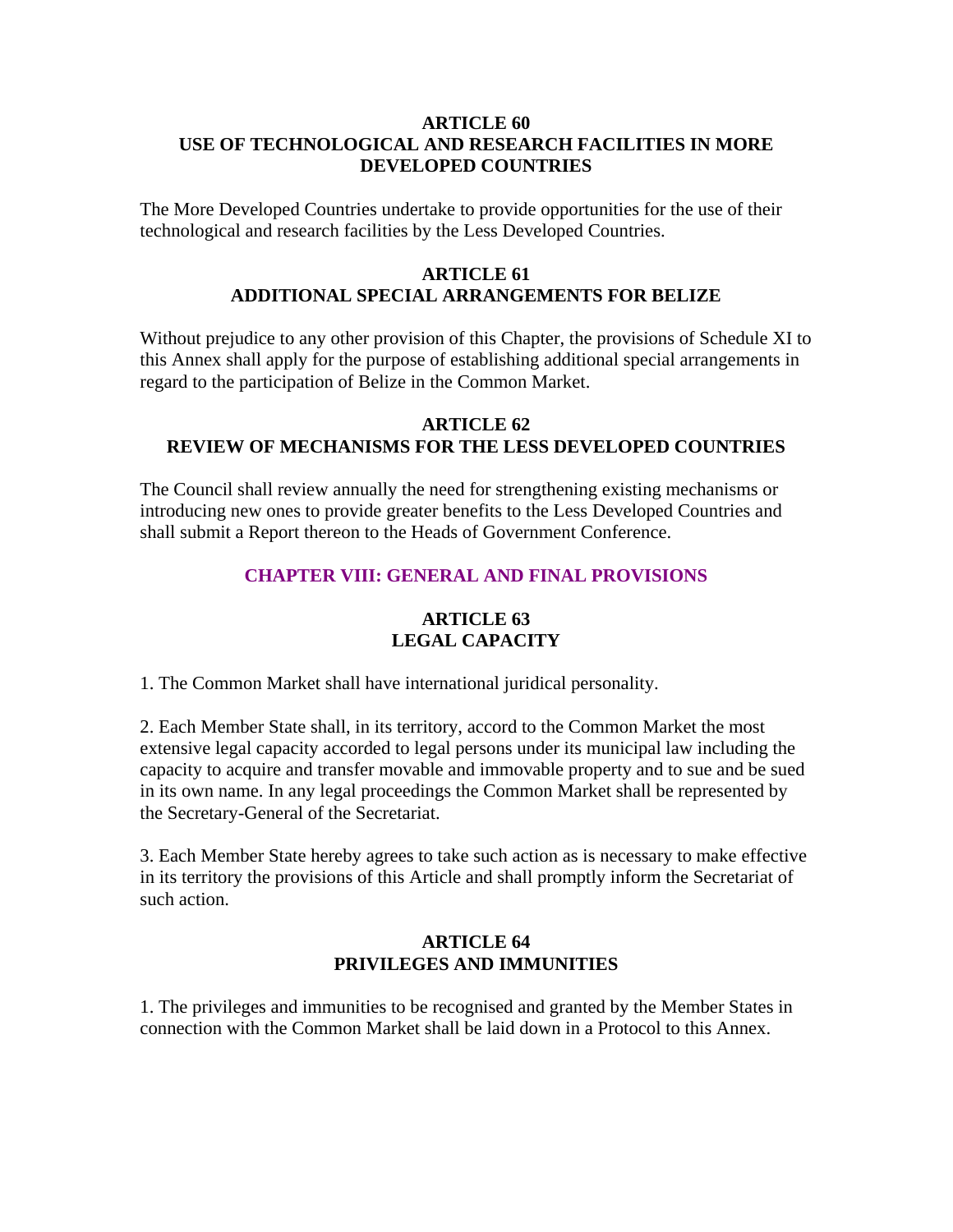### ARTICLE 60
### USE OF TECHNOLOGICAL AND RESEARCH FACILITIES IN MORE DEVELOPED COUNTRIES

The More Developed Countries undertake to provide opportunities for the use of their technological and research facilities by the Less Developed Countries.

### ARTICLE 61
### ADDITIONAL SPECIAL ARRANGEMENTS FOR BELIZE

Without prejudice to any other provision of this Chapter, the provisions of Schedule XI to this Annex shall apply for the purpose of establishing additional special arrangements in regard to the participation of Belize in the Common Market.

### ARTICLE 62
### REVIEW OF MECHANISMS FOR THE LESS DEVELOPED COUNTRIES

The Council shall review annually the need for strengthening existing mechanisms or introducing new ones to provide greater benefits to the Less Developed Countries and shall submit a Report thereon to the Heads of Government Conference.

## CHAPTER VIII: GENERAL AND FINAL PROVISIONS

### ARTICLE 63
### LEGAL CAPACITY

1. The Common Market shall have international juridical personality.

2. Each Member State shall, in its territory, accord to the Common Market the most extensive legal capacity accorded to legal persons under its municipal law including the capacity to acquire and transfer movable and immovable property and to sue and be sued in its own name. In any legal proceedings the Common Market shall be represented by the Secretary-General of the Secretariat.

3. Each Member State hereby agrees to take such action as is necessary to make effective in its territory the provisions of this Article and shall promptly inform the Secretariat of such action.

### ARTICLE 64
### PRIVILEGES AND IMMUNITIES

1. The privileges and immunities to be recognised and granted by the Member States in connection with the Common Market shall be laid down in a Protocol to this Annex.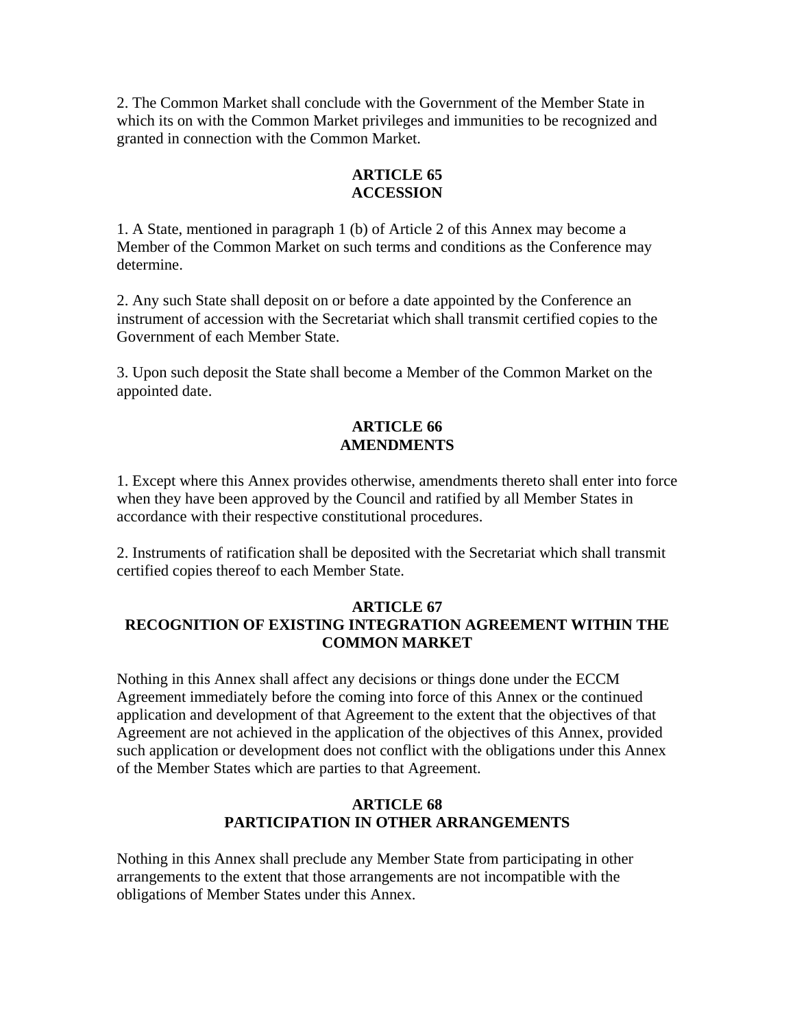2. The Common Market shall conclude with the Government of the Member State in which its on with the Common Market privileges and immunities to be recognized and granted in connection with the Common Market.

**ARTICLE 65**
**ACCESSION**

1. A State, mentioned in paragraph 1 (b) of Article 2 of this Annex may become a Member of the Common Market on such terms and conditions as the Conference may determine.

2. Any such State shall deposit on or before a date appointed by the Conference an instrument of accession with the Secretariat which shall transmit certified copies to the Government of each Member State.

3. Upon such deposit the State shall become a Member of the Common Market on the appointed date.

**ARTICLE 66**
**AMENDMENTS**

1. Except where this Annex provides otherwise, amendments thereto shall enter into force when they have been approved by the Council and ratified by all Member States in accordance with their respective constitutional procedures.

2. Instruments of ratification shall be deposited with the Secretariat which shall transmit certified copies thereof to each Member State.

**ARTICLE 67**
**RECOGNITION OF EXISTING INTEGRATION AGREEMENT WITHIN THE COMMON MARKET**

Nothing in this Annex shall affect any decisions or things done under the ECCM Agreement immediately before the coming into force of this Annex or the continued application and development of that Agreement to the extent that the objectives of that Agreement are not achieved in the application of the objectives of this Annex, provided such application or development does not conflict with the obligations under this Annex of the Member States which are parties to that Agreement.

**ARTICLE 68**
**PARTICIPATION IN OTHER ARRANGEMENTS**

Nothing in this Annex shall preclude any Member State from participating in other arrangements to the extent that those arrangements are not incompatible with the obligations of Member States under this Annex.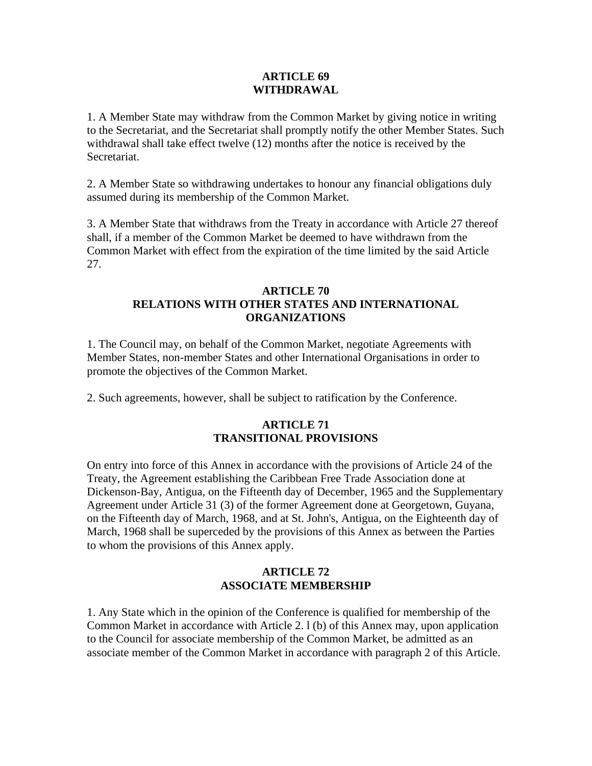## ARTICLE 69
## WITHDRAWAL

1. A Member State may withdraw from the Common Market by giving notice in writing to the Secretariat, and the Secretariat shall promptly notify the other Member States. Such withdrawal shall take effect twelve (12) months after the notice is received by the Secretariat.

2. A Member State so withdrawing undertakes to honour any financial obligations duly assumed during its membership of the Common Market.

3. A Member State that withdraws from the Treaty in accordance with Article 27 thereof shall, if a member of the Common Market be deemed to have withdrawn from the Common Market with effect from the expiration of the time limited by the said Article 27.

## ARTICLE 70
## RELATIONS WITH OTHER STATES AND INTERNATIONAL ORGANIZATIONS

1. The Council may, on behalf of the Common Market, negotiate Agreements with Member States, non-member States and other International Organisations in order to promote the objectives of the Common Market.

2. Such agreements, however, shall be subject to ratification by the Conference.

## ARTICLE 71
## TRANSITIONAL PROVISIONS

On entry into force of this Annex in accordance with the provisions of Article 24 of the Treaty, the Agreement establishing the Caribbean Free Trade Association done at Dickenson-Bay, Antigua, on the Fifteenth day of December, 1965 and the Supplementary Agreement under Article 31 (3) of the former Agreement done at Georgetown, Guyana, on the Fifteenth day of March, 1968, and at St. John's, Antigua, on the Eighteenth day of March, 1968 shall be superceded by the provisions of this Annex as between the Parties to whom the provisions of this Annex apply.

## ARTICLE 72
## ASSOCIATE MEMBERSHIP

1. Any State which in the opinion of the Conference is qualified for membership of the Common Market in accordance with Article 2. l (b) of this Annex may, upon application to the Council for associate membership of the Common Market, be admitted as an associate member of the Common Market in accordance with paragraph 2 of this Article.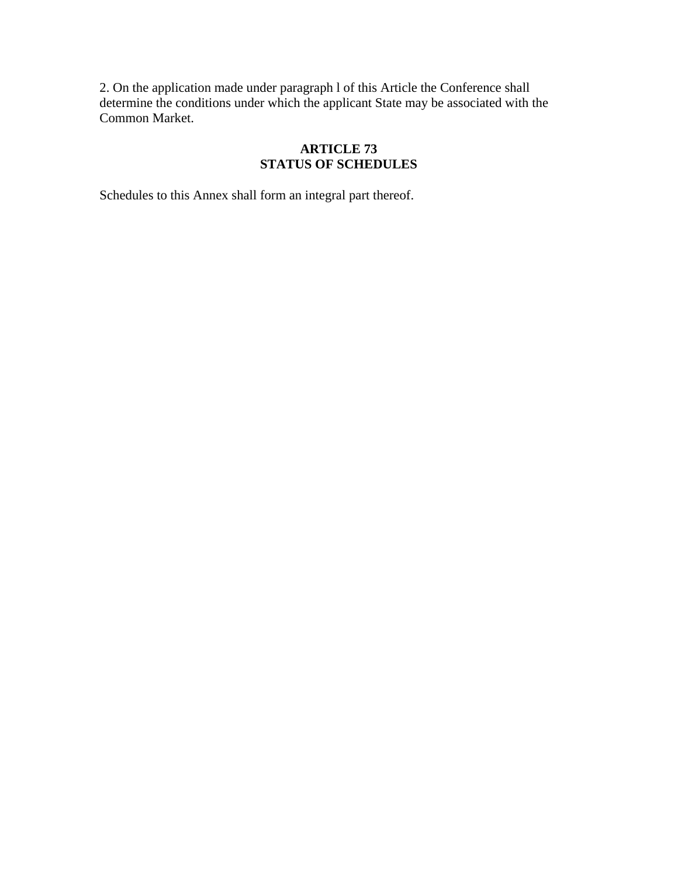2. On the application made under paragraph l of this Article the Conference shall determine the conditions under which the applicant State may be associated with the Common Market.

### ARTICLE 73
### STATUS OF SCHEDULES

Schedules to this Annex shall form an integral part thereof.